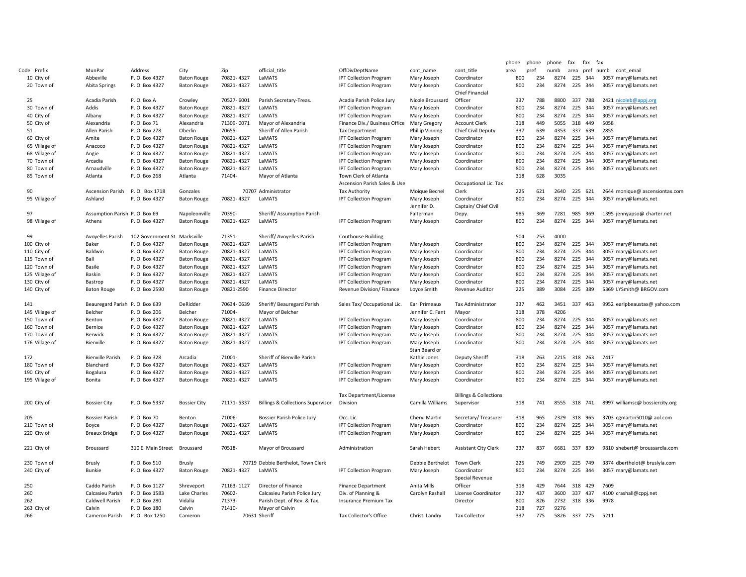| Code | Prefix | MunPar | Address | City | Zip | official_title | OffDivDeptName | cont_name | cont_title | phone area | phone pref | phone numb | fax area | fax pref | fax numb | cont_email |
|---|---|---|---|---|---|---|---|---|---|---|---|---|---|---|---|---|
| 10 | City of | Abbeville | P. O. Box 4327 | Baton Rouge | 70821- 4327 | LaMATS | IPT Collection Program | Mary Joseph | Coordinator | 800 | 234 | 8274 | 225 | 344 | 3057 | mary@lamats.net |
| 20 | Town of | Abita Springs | P. O. Box 4327 | Baton Rouge | 70821- 4327 | LaMATS | IPT Collection Program | Mary Joseph | Coordinator | 800 | 234 | 8274 | 225 | 344 | 3057 | mary@lamats.net |
| 25 | | Acadia Parish | P. O. Box A | Crowley | 70527- 6001 | Parish Secretary-Treas. | Acadia Parish Police Jury | Nicole Broussard | Chief Financial Officer | 337 | 788 | 8800 | 337 | 788 | 2421 | nicoleb@appj.org |
| 30 | Town of | Addis | P. O. Box 4327 | Baton Rouge | 70821- 4327 | LaMATS | IPT Collection Program | Mary Joseph | Coordinator | 800 | 234 | 8274 | 225 | 344 | 3057 | mary@lamats.net |
| 40 | City of | Albany | P. O. Box 4327 | Baton Rouge | 70821- 4327 | LaMATS | IPT Collection Program | Mary Joseph | Coordinator | 800 | 234 | 8274 | 225 | 344 | 3057 | mary@lamats.net |
| 50 | City of | Alexandria | P. O. Box 71 | Alexandria | 71309- 0071 | Mayor of Alexandria | Finance Div./ Business Office | Mary Gregory | Account Clerk | 318 | 449 | 5055 | 318 | 449 | 5058 | |
| 51 | | Allen Parish | P. O. Box 278 | Oberlin | 70655- | Sheriff of Allen Parish | Tax Department | Phillip Vinning | Chief Civil Deputy | 337 | 639 | 4353 | 337 | 639 | 2855 | |
| 60 | City of | Amite | P. O. Box 4327 | Baton Rouge | 70821- 4327 | LaMATS | IPT Collection Program | Mary Joseph | Coordinator | 800 | 234 | 8274 | 225 | 344 | 3057 | mary@lamats.net |
| 65 | Village of | Anacoco | P. O. Box 4327 | Baton Rouge | 70821- 4327 | LaMATS | IPT Collection Program | Mary Joseph | Coordinator | 800 | 234 | 8274 | 225 | 344 | 3057 | mary@lamats.net |
| 68 | Village of | Angie | P. O. Box 4327 | Baton Rouge | 70821- 4327 | LaMATS | IPT Collection Program | Mary Joseph | Coordinator | 800 | 234 | 8274 | 225 | 344 | 3057 | mary@lamats.net |
| 70 | Town of | Arcadia | P. O. Box 4327 | Baton Rouge | 70821- 4327 | LaMATS | IPT Collection Program | Mary Joseph | Coordinator | 800 | 234 | 8274 | 225 | 344 | 3057 | mary@lamats.net |
| 80 | Town of | Arnaudville | P. O. Box 4327 | Baton Rouge | 70821- 4327 | LaMATS | IPT Collection Program | Mary Joseph | Coordinator | 800 | 234 | 8274 | 225 | 344 | 3057 | mary@lamats.net |
| 85 | Town of | Atlanta | P. O. Box 268 | Atlanta | 71404- | Mayor of Atlanta | Town Clerk of Atlanta | | | 318 | 628 | 3035 | | | | |
| 90 | | Ascension Parish | P. O. Box 1718 | Gonzales | 70707 | Administrator | Ascension Parish Sales & Use Tax Authority | Moique Becnel | Occupational Lic. Tax Clerk | 225 | 621 | 2640 | 225 | 621 | 2644 | monique@ ascensiontax.com |
| 95 | Village of | Ashland | P. O. Box 4327 | Baton Rouge | 70821- 4327 | LaMATS | IPT Collection Program | Mary Joseph | Coordinator | 800 | 234 | 8274 | 225 | 344 | 3057 | mary@lamats.net |
| 97 | | Assumption Parish | P. O. Box 69 | Napoleonville | 70390- | Sheriff/ Assumption Parish | | Jennifer D. Falterman | Captain/ Chief Civil Depy. | 985 | 369 | 7281 | 985 | 369 | 1395 | jennyapso@ charter.net |
| 98 | Village of | Athens | P. O. Box 4327 | Baton Rouge | 70821- 4327 | LaMATS | IPT Collection Program | Mary Joseph | Coordinator | 800 | 234 | 8274 | 225 | 344 | 3057 | mary@lamats.net |
| 99 | | Avoyelles Parish | 102 Government St. | Marksville | 71351- | Sheriff/ Avoyelles Parish | Couthouse Building | | | 504 | 253 | 4000 | | | | |
| 100 | City of | Baker | P. O. Box 4327 | Baton Rouge | 70821- 4327 | LaMATS | IPT Collection Program | Mary Joseph | Coordinator | 800 | 234 | 8274 | 225 | 344 | 3057 | mary@lamats.net |
| 110 | City of | Baldwin | P. O. Box 4327 | Baton Rouge | 70821- 4327 | LaMATS | IPT Collection Program | Mary Joseph | Coordinator | 800 | 234 | 8274 | 225 | 344 | 3057 | mary@lamats.net |
| 115 | Town of | Ball | P. O. Box 4327 | Baton Rouge | 70821- 4327 | LaMATS | IPT Collection Program | Mary Joseph | Coordinator | 800 | 234 | 8274 | 225 | 344 | 3057 | mary@lamats.net |
| 120 | Town of | Basile | P. O. Box 4327 | Baton Rouge | 70821- 4327 | LaMATS | IPT Collection Program | Mary Joseph | Coordinator | 800 | 234 | 8274 | 225 | 344 | 3057 | mary@lamats.net |
| 125 | Village of | Baskin | P. O. Box 4327 | Baton Rouge | 70821- 4327 | LaMATS | IPT Collection Program | Mary Joseph | Coordinator | 800 | 234 | 8274 | 225 | 344 | 3057 | mary@lamats.net |
| 130 | City of | Bastrop | P. O. Box 4327 | Baton Rouge | 70821- 4327 | LaMATS | IPT Collection Program | Mary Joseph | Coordinator | 800 | 234 | 8274 | 225 | 344 | 3057 | mary@lamats.net |
| 140 | City of | Baton Rouge | P. O. Box 2590 | Baton Rouge | 70821-2590 | Finance Director | Revenue Division/ Finance | Loyce Smith | Revenue Auditor | 225 | 389 | 3084 | 225 | 389 | 5369 | LYSmith@ BRGOV.com |
| 141 | | Beauregard Parish | P. O. Box 639 | DeRidder | 70634- 0639 | Sheriff/ Beauregard Parish | Sales Tax/ Occupational Lic. | Earl Primeaux | Tax Administrator | 337 | 462 | 3451 | 337 | 463 | 9952 | earlpbeaustax@ yahoo.com |
| 145 | Village of | Belcher | P. O. Box 206 | Belcher | 71004- | Mayor of Belcher | | Jennifer C. Fant | Mayor | 318 | 378 | 4206 | | | | |
| 150 | Town of | Benton | P. O. Box 4327 | Baton Rouge | 70821- 4327 | LaMATS | IPT Collection Program | Mary Joseph | Coordinator | 800 | 234 | 8274 | 225 | 344 | 3057 | mary@lamats.net |
| 160 | Town of | Bernice | P. O. Box 4327 | Baton Rouge | 70821- 4327 | LaMATS | IPT Collection Program | Mary Joseph | Coordinator | 800 | 234 | 8274 | 225 | 344 | 3057 | mary@lamats.net |
| 170 | Town of | Berwick | P. O. Box 4327 | Baton Rouge | 70821- 4327 | LaMATS | IPT Collection Program | Mary Joseph | Coordinator | 800 | 234 | 8274 | 225 | 344 | 3057 | mary@lamats.net |
| 176 | Village of | Bienville | P. O. Box 4327 | Baton Rouge | 70821- 4327 | LaMATS | IPT Collection Program | Mary Joseph | Coordinator | 800 | 234 | 8274 | 225 | 344 | 3057 | mary@lamats.net |
| 172 | | Bienville Parish | P. O. Box 328 | Arcadia | 71001- | Sheriff of Bienville Parish | | Stan Beard or Kathie Jones | Deputy Sheriff | 318 | 263 | 2215 | 318 | 263 | 7417 | |
| 180 | Town of | Blanchard | P. O. Box 4327 | Baton Rouge | 70821- 4327 | LaMATS | IPT Collection Program | Mary Joseph | Coordinator | 800 | 234 | 8274 | 225 | 344 | 3057 | mary@lamats.net |
| 190 | City of | Bogalusa | P. O. Box 4327 | Baton Rouge | 70821- 4327 | LaMATS | IPT Collection Program | Mary Joseph | Coordinator | 800 | 234 | 8274 | 225 | 344 | 3057 | mary@lamats.net |
| 195 | Village of | Bonita | P. O. Box 4327 | Baton Rouge | 70821- 4327 | LaMATS | IPT Collection Program | Mary Joseph | Coordinator | 800 | 234 | 8274 | 225 | 344 | 3057 | mary@lamats.net |
| 200 | City of | Bossier City | P. O. Box 5337 | Bossier City | 71171- 5337 | Billings & Collections Supervisor | Tax Department/License Division | Camilla Williams | Billings & Collections Supervisor | 318 | 741 | 8555 | 318 | 741 | 8997 | williamsc@ bossiercity.org |
| 205 | | Bossier Parish | P. O. Box 70 | Benton | 71006- | Bossier Parish Police Jury | Occ. Lic. | Cheryl Martin | Secretary/ Treasurer | 318 | 965 | 2329 | 318 | 965 | 3703 | cgmartin5010@ aol.com |
| 210 | Town of | Boyce | P. O. Box 4327 | Baton Rouge | 70821- 4327 | LaMATS | IPT Collection Program | Mary Joseph | Coordinator | 800 | 234 | 8274 | 225 | 344 | 3057 | mary@lamats.net |
| 220 | City of | Breaux Bridge | P. O. Box 4327 | Baton Rouge | 70821- 4327 | LaMATS | IPT Collection Program | Mary Joseph | Coordinator | 800 | 234 | 8274 | 225 | 344 | 3057 | mary@lamats.net |
| 221 | City of | Broussard | 310 E. Main Street | Broussard | 70518- | Mayor of Broussard | Administration | Sarah Hebert | Assistant City Clerk | 337 | 837 | 6681 | 337 | 839 | 9810 | shebert@ broussardla.com |
| 230 | Town of | Brusly | P. O. Box 510 | Brusly | 70719 | Debbie Berthelot, Town Clerk | | Debbie Berthelot | Town Clerk | 225 | 749 | 2909 | 225 | 749 | 3874 | dberthelot@ bruslyla.com |
| 240 | City of | Bunkie | P. O. Box 4327 | Baton Rouge | 70821- 4327 | LaMATS | IPT Collection Program | Mary Joseph | Coordinator | 800 | 234 | 8274 | 225 | 344 | 3057 | mary@lamats.net |
| 250 | | Caddo Parish | P. O. Box 1127 | Shreveport | 71163- 1127 | Director of Finance | Finance Department | Anita Mills | Special Revenue Officer | 318 | 429 | 7644 | 318 | 429 | 7609 | |
| 260 | | Calcasieu Parish | P. O. Box 1583 | Lake Charles | 70602- | Calcasieu Parish Police Jury | Div. of Planning & | Carolyn Rashall | License Coordinator | 337 | 437 | 3600 | 337 | 437 | 4100 | crashall@cppj.net |
| 262 | | Caldwell Parish | P. O. Box 280 | Vidalia | 71373- | Parish Dept. of Rev. & Tax. | Insurance Premium Tax | | Director | 800 | 826 | 2732 | 318 | 336 | 9978 | |
| 263 | City of | Calvin | P. O. Box 180 | Calvin | 71410- | Mayor of Calvin | | | | 318 | 727 | 9276 | | | | |
| 266 | | Cameron Parish | P. O. Box 1250 | Cameron | 70631 | Sheriff | Tax Collector's Office | Christi Landry | Tax Collector | 337 | 775 | 5826 | 337 | 775 | 5211 | |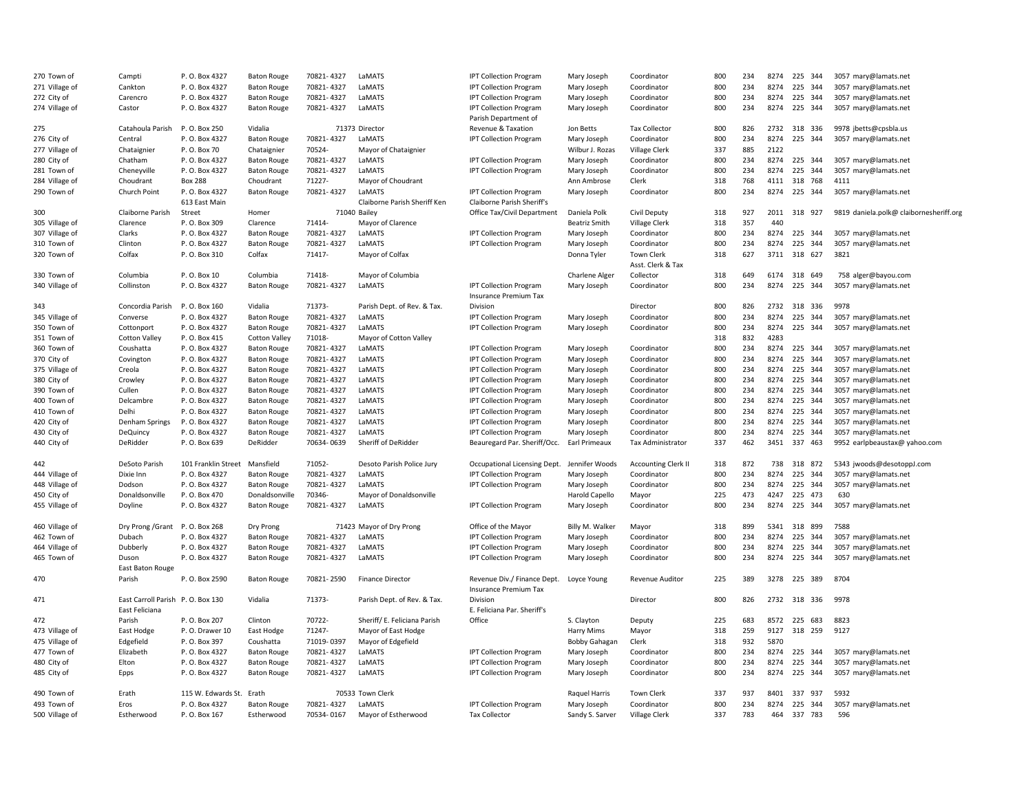| | | | | | | | | | | | | | | | |
|---|---|---|---|---|---|---|---|---|---|---|---|---|---|---|---|
| 270 Town of | Campti | P. O. Box 4327 | Baton Rouge | 70821- 4327 | LaMATS | IPT Collection Program | Mary Joseph | Coordinator | 800 | 234 | 8274 | 225 | 344 | 3057 | mary@lamats.net |
| 271 Village of | Cankton | P. O. Box 4327 | Baton Rouge | 70821- 4327 | LaMATS | IPT Collection Program | Mary Joseph | Coordinator | 800 | 234 | 8274 | 225 | 344 | 3057 | mary@lamats.net |
| 272 City of | Carencro | P. O. Box 4327 | Baton Rouge | 70821- 4327 | LaMATS | IPT Collection Program | Mary Joseph | Coordinator | 800 | 234 | 8274 | 225 | 344 | 3057 | mary@lamats.net |
| 274 Village of | Castor | P. O. Box 4327 | Baton Rouge | 70821- 4327 | LaMATS | IPT Collection Program | Mary Joseph | Coordinator | 800 | 234 | 8274 | 225 | 344 | 3057 | mary@lamats.net |
| 275 | Catahoula Parish | P. O. Box 250 | Vidalia | 71373 | Director | Parish Department of Revenue & Taxation | Jon Betts | Tax Collector | 800 | 826 | 2732 | 318 | 336 | 9978 | jbetts@cpsbla.us |
| 276 City of | Central | P. O. Box 4327 | Baton Rouge | 70821- 4327 | LaMATS | IPT Collection Program | Mary Joseph | Coordinator | 800 | 234 | 8274 | 225 | 344 | 3057 | mary@lamats.net |
| 277 Village of | Chataignier | P. O. Box 70 | Chataignier | 70524- | Mayor of Chataignier | | Wilbur J. Rozas | Village Clerk | 337 | 885 | 2122 | | | | |
| 280 City of | Chatham | P. O. Box 4327 | Baton Rouge | 70821- 4327 | LaMATS | IPT Collection Program | Mary Joseph | Coordinator | 800 | 234 | 8274 | 225 | 344 | 3057 | mary@lamats.net |
| 281 Town of | Cheneyville | P. O. Box 4327 | Baton Rouge | 70821- 4327 | LaMATS | IPT Collection Program | Mary Joseph | Coordinator | 800 | 234 | 8274 | 225 | 344 | 3057 | mary@lamats.net |
| 284 Village of | Choudrant | Box 288 | Choudrant | 71227- | Mayor of Choudrant | | Ann Ambrose | Clerk | 318 | 768 | 4111 | 318 | 768 | 4111 | |
| 290 Town of | Church Point | P. O. Box 4327 | Baton Rouge | 70821- 4327 | LaMATS | IPT Collection Program | Mary Joseph | Coordinator | 800 | 234 | 8274 | 225 | 344 | 3057 | mary@lamats.net |
| 300 | Claiborne Parish | 613 East Main Street | Homer | 71040 | Claiborne Parish Sheriff Ken Bailey | Claiborne Parish Sheriff's Office Tax/Civil Department | Daniela Polk | Civil Deputy | 318 | 927 | 2011 | 318 | 927 | 9819 | daniela.polk@ clairbornesheriff.org |
| 305 Village of | Clarence | P. O. Box 309 | Clarence | 71414- | Mayor of Clarence | | Beatriz Smith | Village Clerk | 318 | 357 | 440 | | | | |
| 307 Village of | Clarks | P. O. Box 4327 | Baton Rouge | 70821- 4327 | LaMATS | IPT Collection Program | Mary Joseph | Coordinator | 800 | 234 | 8274 | 225 | 344 | 3057 | mary@lamats.net |
| 310 Town of | Clinton | P. O. Box 4327 | Baton Rouge | 70821- 4327 | LaMATS | IPT Collection Program | Mary Joseph | Coordinator | 800 | 234 | 8274 | 225 | 344 | 3057 | mary@lamats.net |
| 320 Town of | Colfax | P. O. Box 310 | Colfax | 71417- | Mayor of Colfax | | Donna Tyler | Town Clerk | 318 | 627 | 3711 | 318 | 627 | 3821 | |
| 330 Town of | Columbia | P. O. Box 10 | Columbia | 71418- | Mayor of Columbia | | Charlene Alger | Asst. Clerk & Tax Collector | 318 | 649 | 6174 | 318 | 649 | 758 | alger@bayou.com |
| 340 Village of | Collinston | P. O. Box 4327 | Baton Rouge | 70821- 4327 | LaMATS | IPT Collection Program | Mary Joseph | Coordinator | 800 | 234 | 8274 | 225 | 344 | 3057 | mary@lamats.net |
| 343 | Concordia Parish | P. O. Box 160 | Vidalia | 71373- | Parish Dept. of Rev. & Tax. | Insurance Premium Tax Division | | Director | 800 | 826 | 2732 | 318 | 336 | 9978 | |
| 345 Village of | Converse | P. O. Box 4327 | Baton Rouge | 70821- 4327 | LaMATS | IPT Collection Program | Mary Joseph | Coordinator | 800 | 234 | 8274 | 225 | 344 | 3057 | mary@lamats.net |
| 350 Town of | Cottonport | P. O. Box 4327 | Baton Rouge | 70821- 4327 | LaMATS | IPT Collection Program | Mary Joseph | Coordinator | 800 | 234 | 8274 | 225 | 344 | 3057 | mary@lamats.net |
| 351 Town of | Cotton Valley | P. O. Box 415 | Cotton Valley | 71018- | Mayor of Cotton Valley | | | | 318 | 832 | 4283 | | | | |
| 360 Town of | Coushatta | P. O. Box 4327 | Baton Rouge | 70821- 4327 | LaMATS | IPT Collection Program | Mary Joseph | Coordinator | 800 | 234 | 8274 | 225 | 344 | 3057 | mary@lamats.net |
| 370 City of | Covington | P. O. Box 4327 | Baton Rouge | 70821- 4327 | LaMATS | IPT Collection Program | Mary Joseph | Coordinator | 800 | 234 | 8274 | 225 | 344 | 3057 | mary@lamats.net |
| 375 Village of | Creola | P. O. Box 4327 | Baton Rouge | 70821- 4327 | LaMATS | IPT Collection Program | Mary Joseph | Coordinator | 800 | 234 | 8274 | 225 | 344 | 3057 | mary@lamats.net |
| 380 City of | Crowley | P. O. Box 4327 | Baton Rouge | 70821- 4327 | LaMATS | IPT Collection Program | Mary Joseph | Coordinator | 800 | 234 | 8274 | 225 | 344 | 3057 | mary@lamats.net |
| 390 Town of | Cullen | P. O. Box 4327 | Baton Rouge | 70821- 4327 | LaMATS | IPT Collection Program | Mary Joseph | Coordinator | 800 | 234 | 8274 | 225 | 344 | 3057 | mary@lamats.net |
| 400 Town of | Delcambre | P. O. Box 4327 | Baton Rouge | 70821- 4327 | LaMATS | IPT Collection Program | Mary Joseph | Coordinator | 800 | 234 | 8274 | 225 | 344 | 3057 | mary@lamats.net |
| 410 Town of | Delhi | P. O. Box 4327 | Baton Rouge | 70821- 4327 | LaMATS | IPT Collection Program | Mary Joseph | Coordinator | 800 | 234 | 8274 | 225 | 344 | 3057 | mary@lamats.net |
| 420 City of | Denham Springs | P. O. Box 4327 | Baton Rouge | 70821- 4327 | LaMATS | IPT Collection Program | Mary Joseph | Coordinator | 800 | 234 | 8274 | 225 | 344 | 3057 | mary@lamats.net |
| 430 City of | DeQuincy | P. O. Box 4327 | Baton Rouge | 70821- 4327 | LaMATS | IPT Collection Program | Mary Joseph | Coordinator | 800 | 234 | 8274 | 225 | 344 | 3057 | mary@lamats.net |
| 440 City of | DeRidder | P. O. Box 639 | DeRidder | 70634- 0639 | Sheriff of DeRidder | Beauregard Par. Sheriff/Occ. | Earl Primeaux | Tax Administrator | 337 | 462 | 3451 | 337 | 463 | 9952 | earlpbeaustax@ yahoo.com |
| 442 | DeSoto Parish | 101 Franklin Street | Mansfield | 71052- | Desoto Parish Police Jury | Occupational Licensing Dept. | Jennifer Woods | Accounting Clerk II | 318 | 872 | 738 | 318 | 872 | 5343 | jwoods@desotoppJ.com |
| 444 Village of | Dixie Inn | P. O. Box 4327 | Baton Rouge | 70821- 4327 | LaMATS | IPT Collection Program | Mary Joseph | Coordinator | 800 | 234 | 8274 | 225 | 344 | 3057 | mary@lamats.net |
| 448 Village of | Dodson | P. O. Box 4327 | Baton Rouge | 70821- 4327 | LaMATS | IPT Collection Program | Mary Joseph | Coordinator | 800 | 234 | 8274 | 225 | 344 | 3057 | mary@lamats.net |
| 450 City of | Donaldsonville | P. O. Box 470 | Donaldsonville | 70346- | Mayor of Donaldsonville | | Harold Capello | Mayor | 225 | 473 | 4247 | 225 | 473 | 630 | |
| 455 Village of | Doyline | P. O. Box 4327 | Baton Rouge | 70821- 4327 | LaMATS | IPT Collection Program | Mary Joseph | Coordinator | 800 | 234 | 8274 | 225 | 344 | 3057 | mary@lamats.net |
| 460 Village of | Dry Prong /Grant | P. O. Box 268 | Dry Prong | 71423 | Mayor of Dry Prong | Office of the Mayor | Billy M. Walker | Mayor | 318 | 899 | 5341 | 318 | 899 | 7588 | |
| 462 Town of | Dubach | P. O. Box 4327 | Baton Rouge | 70821- 4327 | LaMATS | IPT Collection Program | Mary Joseph | Coordinator | 800 | 234 | 8274 | 225 | 344 | 3057 | mary@lamats.net |
| 464 Village of | Dubberly | P. O. Box 4327 | Baton Rouge | 70821- 4327 | LaMATS | IPT Collection Program | Mary Joseph | Coordinator | 800 | 234 | 8274 | 225 | 344 | 3057 | mary@lamats.net |
| 465 Town of | Duson | P. O. Box 4327 | Baton Rouge | 70821- 4327 | LaMATS | IPT Collection Program | Mary Joseph | Coordinator | 800 | 234 | 8274 | 225 | 344 | 3057 | mary@lamats.net |
| 470 | East Baton Rouge Parish | P. O. Box 2590 | Baton Rouge | 70821- 2590 | Finance Director | Revenue Div./ Finance Dept. | Loyce Young | Revenue Auditor | 225 | 389 | 3278 | 225 | 389 | 8704 | |
| 471 | East Carroll Parish | P. O. Box 130 | Vidalia | 71373- | Parish Dept. of Rev. & Tax. | Insurance Premium Tax Division | | Director | 800 | 826 | 2732 | 318 | 336 | 9978 | |
| 472 | East Feliciana Parish | P. O. Box 207 | Clinton | 70722- | Sheriff/ E. Feliciana Parish | E. Feliciana Par. Sheriff's Office | S. Clayton | Deputy | 225 | 683 | 8572 | 225 | 683 | 8823 | |
| 473 Village of | East Hodge | P. O. Drawer 10 | East Hodge | 71247- | Mayor of East Hodge | | Harry Mims | Mayor | 318 | 259 | 9127 | 318 | 259 | 9127 | |
| 475 Village of | Edgefield | P. O. Box 397 | Coushatta | 71019- 0397 | Mayor of Edgefield | | Bobby Gahagan | Clerk | 318 | 932 | 5870 | | | | |
| 477 Town of | Elizabeth | P. O. Box 4327 | Baton Rouge | 70821- 4327 | LaMATS | IPT Collection Program | Mary Joseph | Coordinator | 800 | 234 | 8274 | 225 | 344 | 3057 | mary@lamats.net |
| 480 City of | Elton | P. O. Box 4327 | Baton Rouge | 70821- 4327 | LaMATS | IPT Collection Program | Mary Joseph | Coordinator | 800 | 234 | 8274 | 225 | 344 | 3057 | mary@lamats.net |
| 485 City of | Epps | P. O. Box 4327 | Baton Rouge | 70821- 4327 | LaMATS | IPT Collection Program | Mary Joseph | Coordinator | 800 | 234 | 8274 | 225 | 344 | 3057 | mary@lamats.net |
| 490 Town of | Erath | 115 W. Edwards St. | Erath | 70533 | Town Clerk | | Raquel Harris | Town Clerk | 337 | 937 | 8401 | 337 | 937 | 5932 | |
| 493 Town of | Eros | P. O. Box 4327 | Baton Rouge | 70821- 4327 | LaMATS | IPT Collection Program | Mary Joseph | Coordinator | 800 | 234 | 8274 | 225 | 344 | 3057 | mary@lamats.net |
| 500 Village of | Estherwood | P. O. Box 167 | Estherwood | 70534- 0167 | Mayor of Estherwood | Tax Collector | Sandy S. Sarver | Village Clerk | 337 | 783 | 464 | 337 | 783 | 596 | |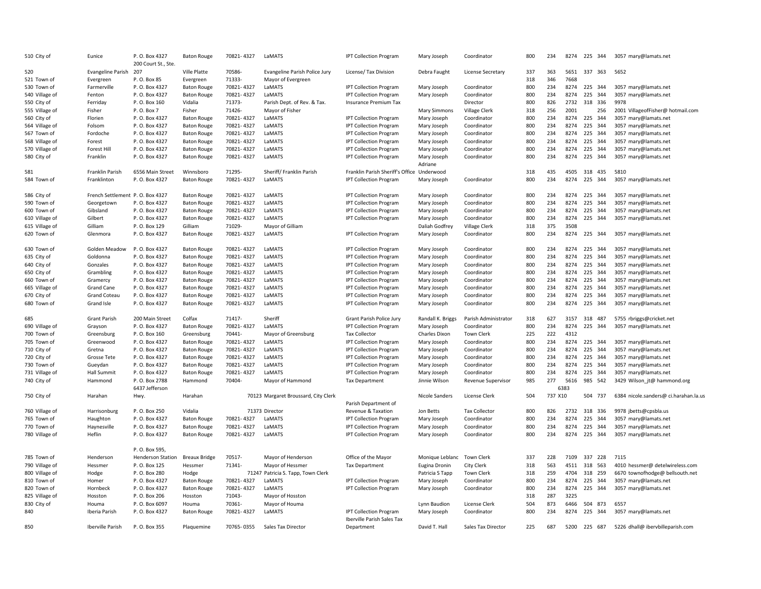| | | | | | | | | | | | | | | | |
|---|---|---|---|---|---|---|---|---|---|---|---|---|---|---|---|
| 510 City of | Eunice | P. O. Box 4327 | Baton Rouge | 70821- 4327 | LaMATS | IPT Collection Program | Mary Joseph | Coordinator | 800 | 234 | 8274 | 225 | 344 | 3057 | mary@lamats.net |
| 520 | Evangeline Parish | 200 Court St., Ste. 207 | Ville Platte | 70586- | Evangeline Parish Police Jury | License/ Tax Division | Debra Faught | License Secretary | 337 | 363 | 5651 | 337 | 363 | 5652 | |
| 521 Town of | Evergreen | P. O. Box 85 | Evergreen | 71333- | Mayor of Evergreen | | | | 318 | 346 | 7668 | | | | |
| 530 Town of | Farmerville | P. O. Box 4327 | Baton Rouge | 70821- 4327 | LaMATS | IPT Collection Program | Mary Joseph | Coordinator | 800 | 234 | 8274 | 225 | 344 | 3057 | mary@lamats.net |
| 540 Village of | Fenton | P. O. Box 4327 | Baton Rouge | 70821- 4327 | LaMATS | IPT Collection Program | Mary Joseph | Coordinator | 800 | 234 | 8274 | 225 | 344 | 3057 | mary@lamats.net |
| 550 City of | Ferriday | P. O. Box 160 | Vidalia | 71373- | Parish Dept. of Rev. & Tax. | Insurance Premium Tax | | Director | 800 | 826 | 2732 | 318 | 336 | 9978 | |
| 555 Village of | Fisher | P. O. Box 7 | Fisher | 71426- | Mayor of Fisher | | Mary Simmons | Village Clerk | 318 | 256 | 2001 | | 256 | 2001 | VillageofFisher@ hotmail.com |
| 560 City of | Florien | P. O. Box 4327 | Baton Rouge | 70821- 4327 | LaMATS | IPT Collection Program | Mary Joseph | Coordinator | 800 | 234 | 8274 | 225 | 344 | 3057 | mary@lamats.net |
| 564 Village of | Folsom | P. O. Box 4327 | Baton Rouge | 70821- 4327 | LaMATS | IPT Collection Program | Mary Joseph | Coordinator | 800 | 234 | 8274 | 225 | 344 | 3057 | mary@lamats.net |
| 567 Town of | Fordoche | P. O. Box 4327 | Baton Rouge | 70821- 4327 | LaMATS | IPT Collection Program | Mary Joseph | Coordinator | 800 | 234 | 8274 | 225 | 344 | 3057 | mary@lamats.net |
| 568 Village of | Forest | P. O. Box 4327 | Baton Rouge | 70821- 4327 | LaMATS | IPT Collection Program | Mary Joseph | Coordinator | 800 | 234 | 8274 | 225 | 344 | 3057 | mary@lamats.net |
| 570 Village of | Forest Hill | P. O. Box 4327 | Baton Rouge | 70821- 4327 | LaMATS | IPT Collection Program | Mary Joseph | Coordinator | 800 | 234 | 8274 | 225 | 344 | 3057 | mary@lamats.net |
| 580 City of | Franklin | P. O. Box 4327 | Baton Rouge | 70821- 4327 | LaMATS | IPT Collection Program | Mary Joseph | Coordinator | 800 | 234 | 8274 | 225 | 344 | 3057 | mary@lamats.net |
| 581 | Franklin Parish | 6556 Main Street | Winnsboro | 71295- | Sheriff/ Franklin Parish | Franklin Parish Sheriff's Office | Adriane Underwood | | 318 | 435 | 4505 | 318 | 435 | 5810 | |
| 584 Town of | Franklinton | P. O. Box 4327 | Baton Rouge | 70821- 4327 | LaMATS | IPT Collection Program | Mary Joseph | Coordinator | 800 | 234 | 8274 | 225 | 344 | 3057 | mary@lamats.net |
| 586 City of | French Settlement | P. O. Box 4327 | Baton Rouge | 70821- 4327 | LaMATS | IPT Collection Program | Mary Joseph | Coordinator | 800 | 234 | 8274 | 225 | 344 | 3057 | mary@lamats.net |
| 590 Town of | Georgetown | P. O. Box 4327 | Baton Rouge | 70821- 4327 | LaMATS | IPT Collection Program | Mary Joseph | Coordinator | 800 | 234 | 8274 | 225 | 344 | 3057 | mary@lamats.net |
| 600 Town of | Gibsland | P. O. Box 4327 | Baton Rouge | 70821- 4327 | LaMATS | IPT Collection Program | Mary Joseph | Coordinator | 800 | 234 | 8274 | 225 | 344 | 3057 | mary@lamats.net |
| 610 Village of | Gilbert | P. O. Box 4327 | Baton Rouge | 70821- 4327 | LaMATS | IPT Collection Program | Mary Joseph | Coordinator | 800 | 234 | 8274 | 225 | 344 | 3057 | mary@lamats.net |
| 615 Village of | Gilliam | P. O. Box 129 | Gilliam | 71029- | Mayor of Gilliam | | Daliah Godfrey | Village Clerk | 318 | 375 | 3508 | | | | |
| 620 Town of | Glenmora | P. O. Box 4327 | Baton Rouge | 70821- 4327 | LaMATS | IPT Collection Program | Mary Joseph | Coordinator | 800 | 234 | 8274 | 225 | 344 | 3057 | mary@lamats.net |
| 630 Town of | Golden Meadow | P. O. Box 4327 | Baton Rouge | 70821- 4327 | LaMATS | IPT Collection Program | Mary Joseph | Coordinator | 800 | 234 | 8274 | 225 | 344 | 3057 | mary@lamats.net |
| 635 City of | Goldonna | P. O. Box 4327 | Baton Rouge | 70821- 4327 | LaMATS | IPT Collection Program | Mary Joseph | Coordinator | 800 | 234 | 8274 | 225 | 344 | 3057 | mary@lamats.net |
| 640 City of | Gonzales | P. O. Box 4327 | Baton Rouge | 70821- 4327 | LaMATS | IPT Collection Program | Mary Joseph | Coordinator | 800 | 234 | 8274 | 225 | 344 | 3057 | mary@lamats.net |
| 650 City of | Grambling | P. O. Box 4327 | Baton Rouge | 70821- 4327 | LaMATS | IPT Collection Program | Mary Joseph | Coordinator | 800 | 234 | 8274 | 225 | 344 | 3057 | mary@lamats.net |
| 660 Town of | Gramercy | P. O. Box 4327 | Baton Rouge | 70821- 4327 | LaMATS | IPT Collection Program | Mary Joseph | Coordinator | 800 | 234 | 8274 | 225 | 344 | 3057 | mary@lamats.net |
| 665 Village of | Grand Cane | P. O. Box 4327 | Baton Rouge | 70821- 4327 | LaMATS | IPT Collection Program | Mary Joseph | Coordinator | 800 | 234 | 8274 | 225 | 344 | 3057 | mary@lamats.net |
| 670 City of | Grand Coteau | P. O. Box 4327 | Baton Rouge | 70821- 4327 | LaMATS | IPT Collection Program | Mary Joseph | Coordinator | 800 | 234 | 8274 | 225 | 344 | 3057 | mary@lamats.net |
| 680 Town of | Grand Isle | P. O. Box 4327 | Baton Rouge | 70821- 4327 | LaMATS | IPT Collection Program | Mary Joseph | Coordinator | 800 | 234 | 8274 | 225 | 344 | 3057 | mary@lamats.net |
| 685 | Grant Parish | 200 Main Street | Colfax | 71417- | Sheriff | Grant Parish Police Jury | Randall K. Briggs | Parish Administrator | 318 | 627 | 3157 | 318 | 487 | 5755 | rbriggs@cricket.net |
| 690 Village of | Grayson | P. O. Box 4327 | Baton Rouge | 70821- 4327 | LaMATS | IPT Collection Program | Mary Joseph | Coordinator | 800 | 234 | 8274 | 225 | 344 | 3057 | mary@lamats.net |
| 700 Town of | Greensburg | P. O. Box 160 | Greensburg | 70441- | Mayor of Greensburg | Tax Collector | Charles Dixon | Town Clerk | 225 | 222 | 4312 | | | | |
| 705 Town of | Greenwood | P. O. Box 4327 | Baton Rouge | 70821- 4327 | LaMATS | IPT Collection Program | Mary Joseph | Coordinator | 800 | 234 | 8274 | 225 | 344 | 3057 | mary@lamats.net |
| 710 City of | Gretna | P. O. Box 4327 | Baton Rouge | 70821- 4327 | LaMATS | IPT Collection Program | Mary Joseph | Coordinator | 800 | 234 | 8274 | 225 | 344 | 3057 | mary@lamats.net |
| 720 City of | Grosse Tete | P. O. Box 4327 | Baton Rouge | 70821- 4327 | LaMATS | IPT Collection Program | Mary Joseph | Coordinator | 800 | 234 | 8274 | 225 | 344 | 3057 | mary@lamats.net |
| 730 Town of | Gueydan | P. O. Box 4327 | Baton Rouge | 70821- 4327 | LaMATS | IPT Collection Program | Mary Joseph | Coordinator | 800 | 234 | 8274 | 225 | 344 | 3057 | mary@lamats.net |
| 731 Village of | Hall Summit | P. O. Box 4327 | Baton Rouge | 70821- 4327 | LaMATS | IPT Collection Program | Mary Joseph | Coordinator | 800 | 234 | 8274 | 225 | 344 | 3057 | mary@lamats.net |
| 740 City of | Hammond | P. O. Box 2788 | Hammond | 70404- | Mayor of Hammond | Tax Department | Jinnie Wilson | Revenue Supervisor | 985 | 277 | 5616 | 985 | 542 | 3429 | Wilson_jt@ hammond.org |
| 750 City of | Harahan | 6437 Jefferson Hwy. | Harahan | 70123 | Margaret Broussard, City Clerk | | Nicole Sanders | License Clerk | 504 | 737 X10 | 6383 | 504 | 737 | 6384 | nicole.sanders@ ci.harahan.la.us |
| 760 Village of | Harrisonburg | P. O. Box 250 | Vidalia | 71373 | Director | Parish Department of Revenue & Taxation | Jon Betts | Tax Collector | 800 | 826 | 2732 | 318 | 336 | 9978 | jbetts@cpsbla.us |
| 765 Town of | Haughton | P. O. Box 4327 | Baton Rouge | 70821- 4327 | LaMATS | IPT Collection Program | Mary Joseph | Coordinator | 800 | 234 | 8274 | 225 | 344 | 3057 | mary@lamats.net |
| 770 Town of | Haynesville | P. O. Box 4327 | Baton Rouge | 70821- 4327 | LaMATS | IPT Collection Program | Mary Joseph | Coordinator | 800 | 234 | 8274 | 225 | 344 | 3057 | mary@lamats.net |
| 780 Village of | Heflin | P. O. Box 4327 | Baton Rouge | 70821- 4327 | LaMATS | IPT Collection Program | Mary Joseph | Coordinator | 800 | 234 | 8274 | 225 | 344 | 3057 | mary@lamats.net |
| 785 Town of | Henderson | P. O. Box 595, Henderson Station | Breaux Bridge | 70517- | Mayor of Henderson | Office of the Mayor | Monique Leblanc | Town Clerk | 337 | 228 | 7109 | 337 | 228 | 7115 | |
| 790 Village of | Hessmer | P. O. Box 125 | Hessmer | 71341- | Mayor of Hessmer | Tax Department | Eugina Dronin | City Clerk | 318 | 563 | 4511 | 318 | 563 | 4010 | hessmer@ detelwireless.com |
| 800 Village of | Hodge | P. O. Box 280 | Hodge | 71247 | Patricia S. Tapp, Town Clerk | | Patricia S Tapp | Town Clerk | 318 | 259 | 4704 | 318 | 259 | 6670 | townofhodge@ bellsouth.net |
| 810 Town of | Homer | P. O. Box 4327 | Baton Rouge | 70821- 4327 | LaMATS | IPT Collection Program | Mary Joseph | Coordinator | 800 | 234 | 8274 | 225 | 344 | 3057 | mary@lamats.net |
| 820 Town of | Hornbeck | P. O. Box 4327 | Baton Rouge | 70821- 4327 | LaMATS | IPT Collection Program | Mary Joseph | Coordinator | 800 | 234 | 8274 | 225 | 344 | 3057 | mary@lamats.net |
| 825 Village of | Hosston | P. O. Box 206 | Hosston | 71043- | Mayor of Hosston | | | | 318 | 287 | 3225 | | | | |
| 830 City of | Houma | P. O. Box 6097 | Houma | 70361- | Mayor of Houma | | Lynn Baudion | License Clerk | 504 | 873 | 6466 | 504 | 873 | 6557 | |
| 840 | Iberia Parish | P. O. Box 4327 | Baton Rouge | 70821- 4327 | LaMATS | IPT Collection Program | Mary Joseph | Coordinator | 800 | 234 | 8274 | 225 | 344 | 3057 | mary@lamats.net |
| 850 | Iberville Parish | P. O. Box 355 | Plaquemine | 70765- 0355 | Sales Tax Director | Iberville Parish Sales Tax Department | David T. Hall | Sales Tax Director | 225 | 687 | 5200 | 225 | 687 | 5226 | dhall@ ibervbilleparish.com |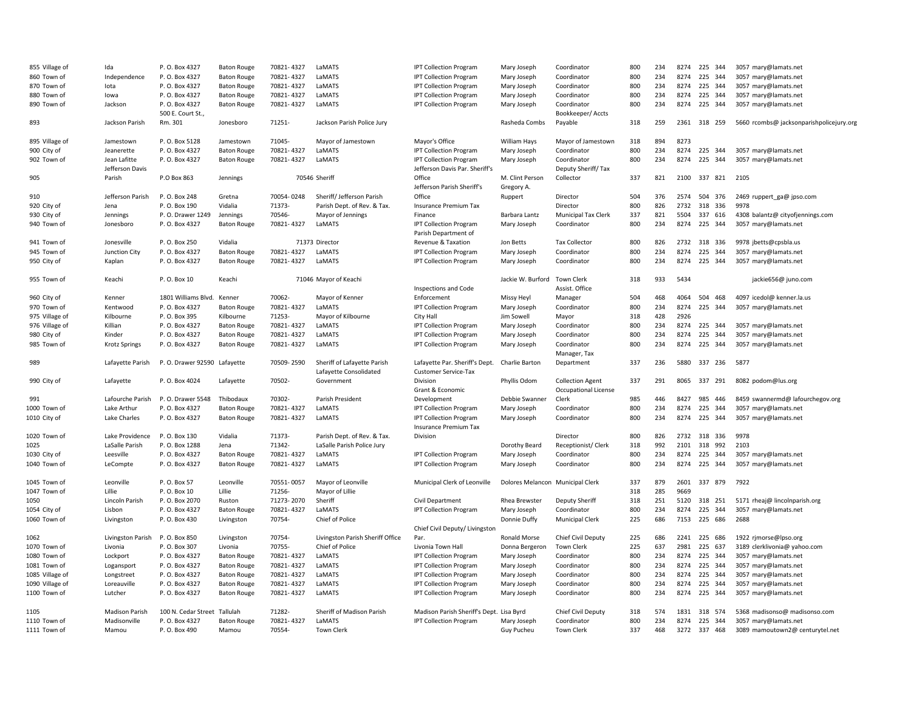| | | | | | | | | | | | | | | | |
|---|---|---|---|---|---|---|---|---|---|---|---|---|---|---|---|
| 855 Village of | Ida | P. O. Box 4327 | Baton Rouge | 70821- 4327 | LaMATS | IPT Collection Program | Mary Joseph | Coordinator | 800 | 234 | 8274 | 225 | 344 | 3057 | mary@lamats.net |
| 860 Town of | Independence | P. O. Box 4327 | Baton Rouge | 70821- 4327 | LaMATS | IPT Collection Program | Mary Joseph | Coordinator | 800 | 234 | 8274 | 225 | 344 | 3057 | mary@lamats.net |
| 870 Town of | Iota | P. O. Box 4327 | Baton Rouge | 70821- 4327 | LaMATS | IPT Collection Program | Mary Joseph | Coordinator | 800 | 234 | 8274 | 225 | 344 | 3057 | mary@lamats.net |
| 880 Town of | Iowa | P. O. Box 4327 | Baton Rouge | 70821- 4327 | LaMATS | IPT Collection Program | Mary Joseph | Coordinator | 800 | 234 | 8274 | 225 | 344 | 3057 | mary@lamats.net |
| 890 Town of | Jackson | P. O. Box 4327 | Baton Rouge | 70821- 4327 | LaMATS | IPT Collection Program | Mary Joseph | Coordinator | 800 | 234 | 8274 | 225 | 344 | 3057 | mary@lamats.net |
| 893 | Jackson Parish | 500 E. Court St., Rm. 301 | Jonesboro | 71251- | Jackson Parish Police Jury | | Rasheda Combs | Bookkeeper/ Accts Payable | 318 | 259 | 2361 | 318 | 259 | 5660 | rcombs@ jacksonparishpolicejury.org |
| 895 Village of | Jamestown | P. O. Box 5128 | Jamestown | 71045- | Mayor of Jamestown | Mayor's Office | William Hays | Mayor of Jamestown | 318 | 894 | 8273 | | | | |
| 900 City of | Jeanerette | P. O. Box 4327 | Baton Rouge | 70821- 4327 | LaMATS | IPT Collection Program | Mary Joseph | Coordinator | 800 | 234 | 8274 | 225 | 344 | 3057 | mary@lamats.net |
| 902 Town of | Jean Lafitte | P. O. Box 4327 | Baton Rouge | 70821- 4327 | LaMATS | IPT Collection Program | Mary Joseph | Coordinator | 800 | 234 | 8274 | 225 | 344 | 3057 | mary@lamats.net |
| 905 | Jefferson Davis Parish | P.O Box 863 | Jennings | 70546 | Sheriff | Jefferson Davis Par. Sheriff's Office | M. Clint Person | Deputy Sheriff/ Tax Collector | 337 | 821 | 2100 | 337 | 821 | 2105 | |
| 910 | Jefferson Parish | P. O. Box 248 | Gretna | 70054- 0248 | Sheriff/ Jefferson Parish | Jefferson Parish Sheriff's Office | Gregory A. Ruppert | Director | 504 | 376 | 2574 | 504 | 376 | 2469 | ruppert_ga@ jpso.com |
| 920 City of | Jena | P. O. Box 190 | Vidalia | 71373- | Parish Dept. of Rev. & Tax. | Insurance Premium Tax | | Director | 800 | 826 | 2732 | 318 | 336 | 9978 | |
| 930 City of | Jennings | P. O. Drawer 1249 | Jennings | 70546- | Mayor of Jennings | Finance | Barbara Lantz | Municipal Tax Clerk | 337 | 821 | 5504 | 337 | 616 | 4308 | balantz@ cityofjennings.com |
| 940 Town of | Jonesboro | P. O. Box 4327 | Baton Rouge | 70821- 4327 | LaMATS | IPT Collection Program | Mary Joseph | Coordinator | 800 | 234 | 8274 | 225 | 344 | 3057 | mary@lamats.net |
| 941 Town of | Jonesville | P. O. Box 250 | Vidalia | 71373 | Director | Parish Department of Revenue & Taxation | Jon Betts | Tax Collector | 800 | 826 | 2732 | 318 | 336 | 9978 | jbetts@cpsbla.us |
| 945 Town of | Junction City | P. O. Box 4327 | Baton Rouge | 70821- 4327 | LaMATS | IPT Collection Program | Mary Joseph | Coordinator | 800 | 234 | 8274 | 225 | 344 | 3057 | mary@lamats.net |
| 950 City of | Kaplan | P. O. Box 4327 | Baton Rouge | 70821- 4327 | LaMATS | IPT Collection Program | Mary Joseph | Coordinator | 800 | 234 | 8274 | 225 | 344 | 3057 | mary@lamats.net |
| 955 Town of | Keachi | P. O. Box 10 | Keachi | 71046 | Mayor of Keachi | | Jackie W. Burford | Town Clerk | 318 | 933 | 5434 | | | | jackie656@ juno.com |
| 960 City of | Kenner | 1801 Williams Blvd. | Kenner | 70062- | Mayor of Kenner | Inspections and Code Enforcement | Missy Heyl | Assist. Office Manager | 504 | 468 | 4064 | 504 | 468 | 4097 | icedol@ kenner.la.us |
| 970 Town of | Kentwood | P. O. Box 4327 | Baton Rouge | 70821- 4327 | LaMATS | IPT Collection Program | Mary Joseph | Coordinator | 800 | 234 | 8274 | 225 | 344 | 3057 | mary@lamats.net |
| 975 Village of | Kilbourne | P. O. Box 395 | Kilbourne | 71253- | Mayor of Kilbourne | City Hall | Jim Sowell | Mayor | 318 | 428 | 2926 | | | | |
| 976 Village of | Killian | P. O. Box 4327 | Baton Rouge | 70821- 4327 | LaMATS | IPT Collection Program | Mary Joseph | Coordinator | 800 | 234 | 8274 | 225 | 344 | 3057 | mary@lamats.net |
| 980 City of | Kinder | P. O. Box 4327 | Baton Rouge | 70821- 4327 | LaMATS | IPT Collection Program | Mary Joseph | Coordinator | 800 | 234 | 8274 | 225 | 344 | 3057 | mary@lamats.net |
| 985 Town of | Krotz Springs | P. O. Box 4327 | Baton Rouge | 70821- 4327 | LaMATS | IPT Collection Program | Mary Joseph | Coordinator | 800 | 234 | 8274 | 225 | 344 | 3057 | mary@lamats.net |
| 989 | Lafayette Parish | P. O. Drawer 92590 | Lafayette | 70509- 2590 | Sheriff of Lafayette Parish | Lafayette Par. Sheriff's Dept. | Charlie Barton | Manager, Tax Department | 337 | 236 | 5880 | 337 | 236 | 5877 | |
| 990 City of | Lafayette | P. O. Box 4024 | Lafayette | 70502- | Lafayette Consolidated Government | Customer Service-Tax Division | Phyllis Odom | Collection Agent | 337 | 291 | 8065 | 337 | 291 | 8082 | podom@lus.org |
| 991 | Lafourche Parish | P. O. Drawer 5548 | Thibodaux | 70302- | Parish President | Grant & Economic Development | Debbie Swanner | Occupational License Clerk | 985 | 446 | 8427 | 985 | 446 | 8459 | swannermd@ lafourchegov.org |
| 1000 Town of | Lake Arthur | P. O. Box 4327 | Baton Rouge | 70821- 4327 | LaMATS | IPT Collection Program | Mary Joseph | Coordinator | 800 | 234 | 8274 | 225 | 344 | 3057 | mary@lamats.net |
| 1010 City of | Lake Charles | P. O. Box 4327 | Baton Rouge | 70821- 4327 | LaMATS | IPT Collection Program | Mary Joseph | Coordinator | 800 | 234 | 8274 | 225 | 344 | 3057 | mary@lamats.net |
| 1020 Town of | Lake Providence | P. O. Box 130 | Vidalia | 71373- | Parish Dept. of Rev. & Tax. | Insurance Premium Tax Division | | Director | 800 | 826 | 2732 | 318 | 336 | 9978 | |
| 1025 | LaSalle Parish | P. O. Box 1288 | Jena | 71342- | LaSalle Parish Police Jury | | Dorothy Beard | Receptionist/ Clerk | 318 | 992 | 2101 | 318 | 992 | 2103 | |
| 1030 City of | Leesville | P. O. Box 4327 | Baton Rouge | 70821- 4327 | LaMATS | IPT Collection Program | Mary Joseph | Coordinator | 800 | 234 | 8274 | 225 | 344 | 3057 | mary@lamats.net |
| 1040 Town of | LeCompte | P. O. Box 4327 | Baton Rouge | 70821- 4327 | LaMATS | IPT Collection Program | Mary Joseph | Coordinator | 800 | 234 | 8274 | 225 | 344 | 3057 | mary@lamats.net |
| 1045 Town of | Leonville | P. O. Box 57 | Leonville | 70551- 0057 | Mayor of Leonville | Municipal Clerk of Leonville | Dolores Melancon | Municipal Clerk | 337 | 879 | 2601 | 337 | 879 | 7922 | |
| 1047 Town of | Lillie | P. O. Box 10 | Lillie | 71256- | Mayor of Lillie | | | | 318 | 285 | 9669 | | | | |
| 1050 | Lincoln Parish | P. O. Box 2070 | Ruston | 71273- 2070 | Sheriff | Civil Department | Rhea Brewster | Deputy Sheriff | 318 | 251 | 5120 | 318 | 251 | 5171 | rheaj@ lincolnparish.org |
| 1054 City of | Lisbon | P. O. Box 4327 | Baton Rouge | 70821- 4327 | LaMATS | IPT Collection Program | Mary Joseph | Coordinator | 800 | 234 | 8274 | 225 | 344 | 3057 | mary@lamats.net |
| 1060 Town of | Livingston | P. O. Box 430 | Livingston | 70754- | Chief of Police | | Donnie Duffy | Municipal Clerk | 225 | 686 | 7153 | 225 | 686 | 2688 | |
| 1062 | Livingston Parish | P. O. Box 850 | Livingston | 70754- | Livingston Parish Sheriff Office | Chief Civil Deputy/ Livingston Par. | Ronald Morse | Chief Civil Deputy | 225 | 686 | 2241 | 225 | 686 | 1922 | rjmorse@lpso.org |
| 1070 Town of | Livonia | P. O. Box 307 | Livonia | 70755- | Chief of Police | Livonia Town Hall | Donna Bergeron | Town Clerk | 225 | 637 | 2981 | 225 | 637 | 3189 | clerklivonia@ yahoo.com |
| 1080 Town of | Lockport | P. O. Box 4327 | Baton Rouge | 70821- 4327 | LaMATS | IPT Collection Program | Mary Joseph | Coordinator | 800 | 234 | 8274 | 225 | 344 | 3057 | mary@lamats.net |
| 1081 Town of | Logansport | P. O. Box 4327 | Baton Rouge | 70821- 4327 | LaMATS | IPT Collection Program | Mary Joseph | Coordinator | 800 | 234 | 8274 | 225 | 344 | 3057 | mary@lamats.net |
| 1085 Village of | Longstreet | P. O. Box 4327 | Baton Rouge | 70821- 4327 | LaMATS | IPT Collection Program | Mary Joseph | Coordinator | 800 | 234 | 8274 | 225 | 344 | 3057 | mary@lamats.net |
| 1090 Village of | Loreauville | P. O. Box 4327 | Baton Rouge | 70821- 4327 | LaMATS | IPT Collection Program | Mary Joseph | Coordinator | 800 | 234 | 8274 | 225 | 344 | 3057 | mary@lamats.net |
| 1100 Town of | Lutcher | P. O. Box 4327 | Baton Rouge | 70821- 4327 | LaMATS | IPT Collection Program | Mary Joseph | Coordinator | 800 | 234 | 8274 | 225 | 344 | 3057 | mary@lamats.net |
| 1105 | Madison Parish | 100 N. Cedar Street | Tallulah | 71282- | Sheriff of Madison Parish | Madison Parish Sheriff's Dept. | Lisa Byrd | Chief Civil Deputy | 318 | 574 | 1831 | 318 | 574 | 5368 | madisonso@ madisonso.com |
| 1110 Town of | Madisonville | P. O. Box 4327 | Baton Rouge | 70821- 4327 | LaMATS | IPT Collection Program | Mary Joseph | Coordinator | 800 | 234 | 8274 | 225 | 344 | 3057 | mary@lamats.net |
| 1111 Town of | Mamou | P. O. Box 490 | Mamou | 70554- | Town Clerk | | Guy Pucheu | Town Clerk | 337 | 468 | 3272 | 337 | 468 | 3089 | mamoutown2@ centurytel.net |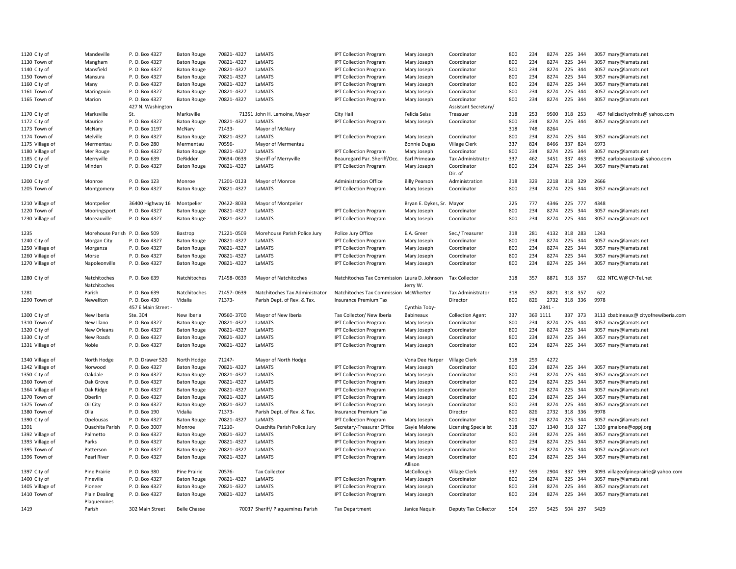| | | | | | | | | | | | | | | | |
|---|---|---|---|---|---|---|---|---|---|---|---|---|---|---|---|
| 1120 City of | Mandeville | P. O. Box 4327 | Baton Rouge | 70821- 4327 | LaMATS | IPT Collection Program | Mary Joseph | Coordinator | 800 | 234 | 8274 | 225 | 344 | 3057 | mary@lamats.net |
| 1130 Town of | Mangham | P. O. Box 4327 | Baton Rouge | 70821- 4327 | LaMATS | IPT Collection Program | Mary Joseph | Coordinator | 800 | 234 | 8274 | 225 | 344 | 3057 | mary@lamats.net |
| 1140 City of | Mansfield | P. O. Box 4327 | Baton Rouge | 70821- 4327 | LaMATS | IPT Collection Program | Mary Joseph | Coordinator | 800 | 234 | 8274 | 225 | 344 | 3057 | mary@lamats.net |
| 1150 Town of | Mansura | P. O. Box 4327 | Baton Rouge | 70821- 4327 | LaMATS | IPT Collection Program | Mary Joseph | Coordinator | 800 | 234 | 8274 | 225 | 344 | 3057 | mary@lamats.net |
| 1160 City of | Many | P. O. Box 4327 | Baton Rouge | 70821- 4327 | LaMATS | IPT Collection Program | Mary Joseph | Coordinator | 800 | 234 | 8274 | 225 | 344 | 3057 | mary@lamats.net |
| 1161 Town of | Maringouin | P. O. Box 4327 | Baton Rouge | 70821- 4327 | LaMATS | IPT Collection Program | Mary Joseph | Coordinator | 800 | 234 | 8274 | 225 | 344 | 3057 | mary@lamats.net |
| 1165 Town of | Marion | P. O. Box 4327 | Baton Rouge | 70821- 4327 | LaMATS | IPT Collection Program | Mary Joseph | Coordinator | 800 | 234 | 8274 | 225 | 344 | 3057 | mary@lamats.net |
| 1170 City of | Marksville | 427 N. Washington St. | Marksville | 71351 | John H. Lemoine, Mayor | City Hall | Felicia Seiss | Assistant Secretary/ Treasuer | 318 | 253 | 9500 | 318 | 253 | 457 | feliciacityofmks@ yahoo.com |
| 1172 City of | Maurice | P. O. Box 4327 | Baton Rouge | 70821- 4327 | LaMATS | IPT Collection Program | Mary Joseph | Coordinator | 800 | 234 | 8274 | 225 | 344 | 3057 | mary@lamats.net |
| 1173 Town of | McNary | P. O. Box 1197 | McNary | 71433- | Mayor of McNary | | | | 318 | 748 | 8264 | | | | |
| 1174 Town of | Melville | P. O. Box 4327 | Baton Rouge | 70821- 4327 | LaMATS | IPT Collection Program | Mary Joseph | Coordinator | 800 | 234 | 8274 | 225 | 344 | 3057 | mary@lamats.net |
| 1175 Village of | Mermentau | P. O. Box 280 | Mermentau | 70556- | Mayor of Mermentau | | Bonnie Dugas | Village Clerk | 337 | 824 | 8466 | 337 | 824 | 6973 | |
| 1180 Village of | Mer Rouge | P. O. Box 4327 | Baton Rouge | 70821- 4327 | LaMATS | IPT Collection Program | Mary Joseph | Coordinator | 800 | 234 | 8274 | 225 | 344 | 3057 | mary@lamats.net |
| 1185 City of | Merryville | P. O. Box 639 | DeRidder | 70634- 0639 | Sheriff of Merryville | Beauregard Par. Sheriff/Occ. | Earl Primeaux | Tax Administrator | 337 | 462 | 3451 | 337 | 463 | 9952 | earlpbeaustax@ yahoo.com |
| 1190 City of | Minden | P. O. Box 4327 | Baton Rouge | 70821- 4327 | LaMATS | IPT Collection Program | Mary Joseph | Coordinator | 800 | 234 | 8274 | 225 | 344 | 3057 | mary@lamats.net |
| 1200 City of | Monroe | P. O. Box 123 | Monroe | 71201- 0123 | Mayor of Monroe | Administration Office | Billy Pearson | Dir. of Administration | 318 | 329 | 2218 | 318 | 329 | 2666 | |
| 1205 Town of | Montgomery | P. O. Box 4327 | Baton Rouge | 70821- 4327 | LaMATS | IPT Collection Program | Mary Joseph | Coordinator | 800 | 234 | 8274 | 225 | 344 | 3057 | mary@lamats.net |
| 1210 Village of | Montpelier | 36400 Highway 16 | Montpelier | 70422- 8033 | Mayor of Montpelier | | Bryan E. Dykes, Sr. | Mayor | 225 | 777 | 4346 | 225 | 777 | 4348 | |
| 1220 Town of | Mooringsport | P. O. Box 4327 | Baton Rouge | 70821- 4327 | LaMATS | IPT Collection Program | Mary Joseph | Coordinator | 800 | 234 | 8274 | 225 | 344 | 3057 | mary@lamats.net |
| 1230 Village of | Moreauville | P. O. Box 4327 | Baton Rouge | 70821- 4327 | LaMATS | IPT Collection Program | Mary Joseph | Coordinator | 800 | 234 | 8274 | 225 | 344 | 3057 | mary@lamats.net |
| 1235 | Morehouse Parish | P. O. Box 509 | Bastrop | 71221- 0509 | Morehouse Parish Police Jury | Police Jury Office | E.A. Greer | Sec./ Treasurer | 318 | 281 | 4132 | 318 | 283 | 1243 | |
| 1240 City of | Morgan City | P. O. Box 4327 | Baton Rouge | 70821- 4327 | LaMATS | IPT Collection Program | Mary Joseph | Coordinator | 800 | 234 | 8274 | 225 | 344 | 3057 | mary@lamats.net |
| 1250 Village of | Morganza | P. O. Box 4327 | Baton Rouge | 70821- 4327 | LaMATS | IPT Collection Program | Mary Joseph | Coordinator | 800 | 234 | 8274 | 225 | 344 | 3057 | mary@lamats.net |
| 1260 Village of | Morse | P. O. Box 4327 | Baton Rouge | 70821- 4327 | LaMATS | IPT Collection Program | Mary Joseph | Coordinator | 800 | 234 | 8274 | 225 | 344 | 3057 | mary@lamats.net |
| 1270 Village of | Napoleonville | P. O. Box 4327 | Baton Rouge | 70821- 4327 | LaMATS | IPT Collection Program | Mary Joseph | Coordinator | 800 | 234 | 8274 | 225 | 344 | 3057 | mary@lamats.net |
| 1280 City of | Natchitoches | P. O. Box 639 | Natchitoches | 71458- 0639 | Mayor of Natchitoches | Natchitoches Tax Commission | Laura D. Johnson | Tax Collector | 318 | 357 | 8871 | 318 | 357 | 622 | NTCJW@CP-Tel.net |
| 1281 | Natchitoches Parish | P. O. Box 639 | Natchitoches | 71457- 0639 | Natchitoches Tax Administrator | Natchitoches Tax Commission | Jerry W. McWherter | Tax Administrator | 318 | 357 | 8871 | 318 | 357 | 622 | |
| 1290 Town of | Newellton | P. O. Box 430 | Vidalia | 71373- | Parish Dept. of Rev. & Tax. | Insurance Premium Tax | | Director | 800 | 826 | 2732 | 318 | 336 | 9978 | |
| 1300 City of | New Iberia | 457 E Main Street - Ste. 304 | New Iberia | 70560- 3700 | Mayor of New Iberia | Tax Collector/ New Iberia | Cynthia Toby-Babineaux | Collection Agent | 337 | 369 | 2341 - 1111 | 337 | 373 | 3113 | cbabineaux@ cityofnewiberia.com |
| 1310 Town of | New Llano | P. O. Box 4327 | Baton Rouge | 70821- 4327 | LaMATS | IPT Collection Program | Mary Joseph | Coordinator | 800 | 234 | 8274 | 225 | 344 | 3057 | mary@lamats.net |
| 1320 City of | New Orleans | P. O. Box 4327 | Baton Rouge | 70821- 4327 | LaMATS | IPT Collection Program | Mary Joseph | Coordinator | 800 | 234 | 8274 | 225 | 344 | 3057 | mary@lamats.net |
| 1330 City of | New Roads | P. O. Box 4327 | Baton Rouge | 70821- 4327 | LaMATS | IPT Collection Program | Mary Joseph | Coordinator | 800 | 234 | 8274 | 225 | 344 | 3057 | mary@lamats.net |
| 1331 Village of | Noble | P. O. Box 4327 | Baton Rouge | 70821- 4327 | LaMATS | IPT Collection Program | Mary Joseph | Coordinator | 800 | 234 | 8274 | 225 | 344 | 3057 | mary@lamats.net |
| 1340 Village of | North Hodge | P. O. Drawer 520 | North Hodge | 71247- | Mayor of North Hodge | | Vona Dee Harper | Village Clerk | 318 | 259 | 4272 | | | | |
| 1342 Village of | Norwood | P. O. Box 4327 | Baton Rouge | 70821- 4327 | LaMATS | IPT Collection Program | Mary Joseph | Coordinator | 800 | 234 | 8274 | 225 | 344 | 3057 | mary@lamats.net |
| 1350 City of | Oakdale | P. O. Box 4327 | Baton Rouge | 70821- 4327 | LaMATS | IPT Collection Program | Mary Joseph | Coordinator | 800 | 234 | 8274 | 225 | 344 | 3057 | mary@lamats.net |
| 1360 Town of | Oak Grove | P. O. Box 4327 | Baton Rouge | 70821- 4327 | LaMATS | IPT Collection Program | Mary Joseph | Coordinator | 800 | 234 | 8274 | 225 | 344 | 3057 | mary@lamats.net |
| 1364 Village of | Oak Ridge | P. O. Box 4327 | Baton Rouge | 70821- 4327 | LaMATS | IPT Collection Program | Mary Joseph | Coordinator | 800 | 234 | 8274 | 225 | 344 | 3057 | mary@lamats.net |
| 1370 Town of | Oberlin | P. O. Box 4327 | Baton Rouge | 70821- 4327 | LaMATS | IPT Collection Program | Mary Joseph | Coordinator | 800 | 234 | 8274 | 225 | 344 | 3057 | mary@lamats.net |
| 1375 Town of | Oil City | P. O. Box 4327 | Baton Rouge | 70821- 4327 | LaMATS | IPT Collection Program | Mary Joseph | Coordinator | 800 | 234 | 8274 | 225 | 344 | 3057 | mary@lamats.net |
| 1380 Town of | Olla | P. O. Box 190 | Vidalia | 71373- | Parish Dept. of Rev. & Tax. | Insurance Premium Tax | | Director | 800 | 826 | 2732 | 318 | 336 | 9978 | |
| 1390 City of | Opelousas | P. O. Box 4327 | Baton Rouge | 70821- 4327 | LaMATS | IPT Collection Program | Mary Joseph | Coordinator | 800 | 234 | 8274 | 225 | 344 | 3057 | mary@lamats.net |
| 1391 | Ouachita Parish | P. O. Box 3007 | Monroe | 71210- | Ouachita Parish Police Jury | Secretary-Treasurer Office | Gayle Malone | Licensing Specialist | 318 | 327 | 1340 | 318 | 327 | 1339 | gmalone@oppj.org |
| 1392 Village of | Palmetto | P. O. Box 4327 | Baton Rouge | 70821- 4327 | LaMATS | IPT Collection Program | Mary Joseph | Coordinator | 800 | 234 | 8274 | 225 | 344 | 3057 | mary@lamats.net |
| 1393 Village of | Parks | P. O. Box 4327 | Baton Rouge | 70821- 4327 | LaMATS | IPT Collection Program | Mary Joseph | Coordinator | 800 | 234 | 8274 | 225 | 344 | 3057 | mary@lamats.net |
| 1395 Town of | Patterson | P. O. Box 4327 | Baton Rouge | 70821- 4327 | LaMATS | IPT Collection Program | Mary Joseph | Coordinator | 800 | 234 | 8274 | 225 | 344 | 3057 | mary@lamats.net |
| 1396 Town of | Pearl River | P. O. Box 4327 | Baton Rouge | 70821- 4327 | LaMATS | IPT Collection Program | Mary Joseph | Coordinator | 800 | 234 | 8274 | 225 | 344 | 3057 | mary@lamats.net |
| 1397 City of | Pine Prairie | P. O. Box 380 | Pine Prairie | 70576- | Tax Collector | | Allison McCollough | Village Clerk | 337 | 599 | 2904 | 337 | 599 | 3093 | villageofpineprairie@ yahoo.com |
| 1400 City of | Pineville | P. O. Box 4327 | Baton Rouge | 70821- 4327 | LaMATS | IPT Collection Program | Mary Joseph | Coordinator | 800 | 234 | 8274 | 225 | 344 | 3057 | mary@lamats.net |
| 1405 Village of | Pioneer | P. O. Box 4327 | Baton Rouge | 70821- 4327 | LaMATS | IPT Collection Program | Mary Joseph | Coordinator | 800 | 234 | 8274 | 225 | 344 | 3057 | mary@lamats.net |
| 1410 Town of | Plain Dealing | P. O. Box 4327 | Baton Rouge | 70821- 4327 | LaMATS | IPT Collection Program | Mary Joseph | Coordinator | 800 | 234 | 8274 | 225 | 344 | 3057 | mary@lamats.net |
| 1419 | Plaquemines Parish | 302 Main Street | Belle Chasse | 70037 | Sheriff/ Plaquemines Parish | Tax Department | Janice Naquin | Deputy Tax Collector | 504 | 297 | 5425 | 504 | 297 | 5429 | |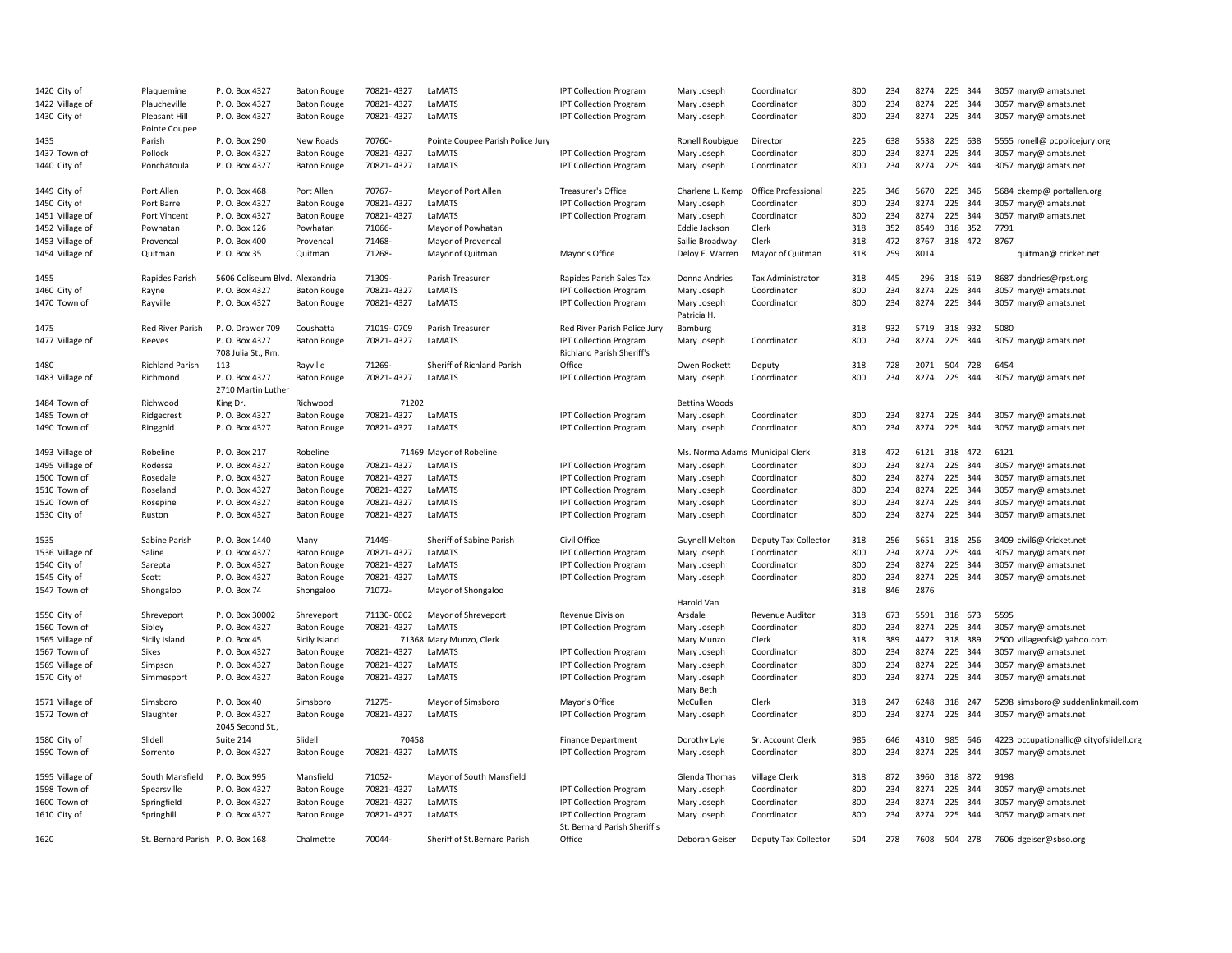| | | | | | | | | | | | | | | | |
|---|---|---|---|---|---|---|---|---|---|---|---|---|---|---|---|
| 1420 City of | Plaquemine | P. O. Box 4327 | Baton Rouge | 70821- 4327 | LaMATS | IPT Collection Program | Mary Joseph | Coordinator | 800 | 234 | 8274 | 225 | 344 | 3057 | mary@lamats.net |
| 1422 Village of | Plaucheville | P. O. Box 4327 | Baton Rouge | 70821- 4327 | LaMATS | IPT Collection Program | Mary Joseph | Coordinator | 800 | 234 | 8274 | 225 | 344 | 3057 | mary@lamats.net |
| 1430 City of | Pleasant Hill | P. O. Box 4327 | Baton Rouge | 70821- 4327 | LaMATS | IPT Collection Program | Mary Joseph | Coordinator | 800 | 234 | 8274 | 225 | 344 | 3057 | mary@lamats.net |
| 1435 | Pointe Coupee Parish | P. O. Box 290 | New Roads | 70760- | Pointe Coupee Parish Police Jury | | Ronell Roubigue | Director | 225 | 638 | 5538 | 225 | 638 | 5555 | ronell@ pcpolicejury.org |
| 1437 Town of | Pollock | P. O. Box 4327 | Baton Rouge | 70821- 4327 | LaMATS | IPT Collection Program | Mary Joseph | Coordinator | 800 | 234 | 8274 | 225 | 344 | 3057 | mary@lamats.net |
| 1440 City of | Ponchatoula | P. O. Box 4327 | Baton Rouge | 70821- 4327 | LaMATS | IPT Collection Program | Mary Joseph | Coordinator | 800 | 234 | 8274 | 225 | 344 | 3057 | mary@lamats.net |
| 1449 City of | Port Allen | P. O. Box 468 | Port Allen | 70767- | Mayor of Port Allen | Treasurer's Office | Charlene L. Kemp | Office Professional | 225 | 346 | 5670 | 225 | 346 | 5684 | ckemp@ portallen.org |
| 1450 City of | Port Barre | P. O. Box 4327 | Baton Rouge | 70821- 4327 | LaMATS | IPT Collection Program | Mary Joseph | Coordinator | 800 | 234 | 8274 | 225 | 344 | 3057 | mary@lamats.net |
| 1451 Village of | Port Vincent | P. O. Box 4327 | Baton Rouge | 70821- 4327 | LaMATS | IPT Collection Program | Mary Joseph | Coordinator | 800 | 234 | 8274 | 225 | 344 | 3057 | mary@lamats.net |
| 1452 Village of | Powhatan | P. O. Box 126 | Powhatan | 71066- | Mayor of Powhatan | | Eddie Jackson | Clerk | 318 | 352 | 8549 | 318 | 352 | 7791 | |
| 1453 Village of | Provencal | P. O. Box 400 | Provencal | 71468- | Mayor of Provencal | | Sallie Broadway | Clerk | 318 | 472 | 8767 | 318 | 472 | 8767 | |
| 1454 Village of | Quitman | P. O. Box 35 | Quitman | 71268- | Mayor of Quitman | Mayor's Office | Deloy E. Warren | Mayor of Quitman | 318 | 259 | 8014 | | | | quitman@ cricket.net |
| 1455 | Rapides Parish | 5606 Coliseum Blvd. | Alexandria | 71309- | Parish Treasurer | Rapides Parish Sales Tax | Donna Andries | Tax Administrator | 318 | 445 | 296 | 318 | 619 | 8687 | dandries@rpst.org |
| 1460 City of | Rayne | P. O. Box 4327 | Baton Rouge | 70821- 4327 | LaMATS | IPT Collection Program | Mary Joseph | Coordinator | 800 | 234 | 8274 | 225 | 344 | 3057 | mary@lamats.net |
| 1470 Town of | Rayville | P. O. Box 4327 | Baton Rouge | 70821- 4327 | LaMATS | IPT Collection Program | Mary Joseph | Coordinator | 800 | 234 | 8274 | 225 | 344 | 3057 | mary@lamats.net |
| 1475 | Red River Parish | P. O. Drawer 709 | Coushatta | 71019- 0709 | Parish Treasurer | Red River Parish Police Jury | Patricia H. Bamburg | | 318 | 932 | 5719 | 318 | 932 | 5080 | |
| 1477 Village of | Reeves | P. O. Box 4327 | Baton Rouge | 70821- 4327 | LaMATS | IPT Collection Program | Mary Joseph | Coordinator | 800 | 234 | 8274 | 225 | 344 | 3057 | mary@lamats.net |
| 1480 | Richland Parish | 708 Julia St., Rm. 113 | Rayville | 71269- | Sheriff of Richland Parish | Richland Parish Sheriff's Office | Owen Rockett | Deputy | 318 | 728 | 2071 | 504 | 728 | 6454 | |
| 1483 Village of | Richmond | P. O. Box 4327 | Baton Rouge | 70821- 4327 | LaMATS | IPT Collection Program | Mary Joseph | Coordinator | 800 | 234 | 8274 | 225 | 344 | 3057 | mary@lamats.net |
| 1484 Town of | Richwood | 2710 Martin Luther King Dr. | Richwood | 71202 | | | Bettina Woods | | | | | | | | |
| 1485 Town of | Ridgecrest | P. O. Box 4327 | Baton Rouge | 70821- 4327 | LaMATS | IPT Collection Program | Mary Joseph | Coordinator | 800 | 234 | 8274 | 225 | 344 | 3057 | mary@lamats.net |
| 1490 Town of | Ringgold | P. O. Box 4327 | Baton Rouge | 70821- 4327 | LaMATS | IPT Collection Program | Mary Joseph | Coordinator | 800 | 234 | 8274 | 225 | 344 | 3057 | mary@lamats.net |
| 1493 Village of | Robeline | P. O. Box 217 | Robeline | 71469 | Mayor of Robeline | | Ms. Norma Adams | Municipal Clerk | 318 | 472 | 6121 | 318 | 472 | 6121 | |
| 1495 Village of | Rodessa | P. O. Box 4327 | Baton Rouge | 70821- 4327 | LaMATS | IPT Collection Program | Mary Joseph | Coordinator | 800 | 234 | 8274 | 225 | 344 | 3057 | mary@lamats.net |
| 1500 Town of | Rosedale | P. O. Box 4327 | Baton Rouge | 70821- 4327 | LaMATS | IPT Collection Program | Mary Joseph | Coordinator | 800 | 234 | 8274 | 225 | 344 | 3057 | mary@lamats.net |
| 1510 Town of | Roseland | P. O. Box 4327 | Baton Rouge | 70821- 4327 | LaMATS | IPT Collection Program | Mary Joseph | Coordinator | 800 | 234 | 8274 | 225 | 344 | 3057 | mary@lamats.net |
| 1520 Town of | Rosepine | P. O. Box 4327 | Baton Rouge | 70821- 4327 | LaMATS | IPT Collection Program | Mary Joseph | Coordinator | 800 | 234 | 8274 | 225 | 344 | 3057 | mary@lamats.net |
| 1530 City of | Ruston | P. O. Box 4327 | Baton Rouge | 70821- 4327 | LaMATS | IPT Collection Program | Mary Joseph | Coordinator | 800 | 234 | 8274 | 225 | 344 | 3057 | mary@lamats.net |
| 1535 | Sabine Parish | P. O. Box 1440 | Many | 71449- | Sheriff of Sabine Parish | Civil Office | Guynell Melton | Deputy Tax Collector | 318 | 256 | 5651 | 318 | 256 | 3409 | civil6@Kricket.net |
| 1536 Village of | Saline | P. O. Box 4327 | Baton Rouge | 70821- 4327 | LaMATS | IPT Collection Program | Mary Joseph | Coordinator | 800 | 234 | 8274 | 225 | 344 | 3057 | mary@lamats.net |
| 1540 City of | Sarepta | P. O. Box 4327 | Baton Rouge | 70821- 4327 | LaMATS | IPT Collection Program | Mary Joseph | Coordinator | 800 | 234 | 8274 | 225 | 344 | 3057 | mary@lamats.net |
| 1545 City of | Scott | P. O. Box 4327 | Baton Rouge | 70821- 4327 | LaMATS | IPT Collection Program | Mary Joseph | Coordinator | 800 | 234 | 8274 | 225 | 344 | 3057 | mary@lamats.net |
| 1547 Town of | Shongaloo | P. O. Box 74 | Shongaloo | 71072- | Mayor of Shongaloo | | | | 318 | 846 | 2876 | | | | |
| 1550 City of | Shreveport | P. O. Box 30002 | Shreveport | 71130- 0002 | Mayor of Shreveport | Revenue Division | Harold Van Arsdale | Revenue Auditor | 318 | 673 | 5591 | 318 | 673 | 5595 | |
| 1560 Town of | Sibley | P. O. Box 4327 | Baton Rouge | 70821- 4327 | LaMATS | IPT Collection Program | Mary Joseph | Coordinator | 800 | 234 | 8274 | 225 | 344 | 3057 | mary@lamats.net |
| 1565 Village of | Sicily Island | P. O. Box 45 | Sicily Island | 71368 | Mary Munzo, Clerk | | Mary Munzo | Clerk | 318 | 389 | 4472 | 318 | 389 | 2500 | villageofsi@ yahoo.com |
| 1567 Town of | Sikes | P. O. Box 4327 | Baton Rouge | 70821- 4327 | LaMATS | IPT Collection Program | Mary Joseph | Coordinator | 800 | 234 | 8274 | 225 | 344 | 3057 | mary@lamats.net |
| 1569 Village of | Simpson | P. O. Box 4327 | Baton Rouge | 70821- 4327 | LaMATS | IPT Collection Program | Mary Joseph | Coordinator | 800 | 234 | 8274 | 225 | 344 | 3057 | mary@lamats.net |
| 1570 City of | Simmesport | P. O. Box 4327 | Baton Rouge | 70821- 4327 | LaMATS | IPT Collection Program | Mary Joseph | Coordinator | 800 | 234 | 8274 | 225 | 344 | 3057 | mary@lamats.net |
| 1571 Village of | Simsboro | P. O. Box 40 | Simsboro | 71275- | Mayor of Simsboro | Mayor's Office | Mary Beth McCullen | Clerk | 318 | 247 | 6248 | 318 | 247 | 5298 | simsboro@ suddenlinkmail.com |
| 1572 Town of | Slaughter | P. O. Box 4327 | Baton Rouge | 70821- 4327 | LaMATS | IPT Collection Program | Mary Joseph | Coordinator | 800 | 234 | 8274 | 225 | 344 | 3057 | mary@lamats.net |
| 1580 City of | Slidell | 2045 Second St., Suite 214 | Slidell | 70458 | | Finance Department | Dorothy Lyle | Sr. Account Clerk | 985 | 646 | 4310 | 985 | 646 | 4223 | occupationallic@ cityofslidell.org |
| 1590 Town of | Sorrento | P. O. Box 4327 | Baton Rouge | 70821- 4327 | LaMATS | IPT Collection Program | Mary Joseph | Coordinator | 800 | 234 | 8274 | 225 | 344 | 3057 | mary@lamats.net |
| 1595 Village of | South Mansfield | P. O. Box 995 | Mansfield | 71052- | Mayor of South Mansfield | | Glenda Thomas | Village Clerk | 318 | 872 | 3960 | 318 | 872 | 9198 | |
| 1598 Town of | Spearsville | P. O. Box 4327 | Baton Rouge | 70821- 4327 | LaMATS | IPT Collection Program | Mary Joseph | Coordinator | 800 | 234 | 8274 | 225 | 344 | 3057 | mary@lamats.net |
| 1600 Town of | Springfield | P. O. Box 4327 | Baton Rouge | 70821- 4327 | LaMATS | IPT Collection Program | Mary Joseph | Coordinator | 800 | 234 | 8274 | 225 | 344 | 3057 | mary@lamats.net |
| 1610 City of | Springhill | P. O. Box 4327 | Baton Rouge | 70821- 4327 | LaMATS | IPT Collection Program | Mary Joseph | Coordinator | 800 | 234 | 8274 | 225 | 344 | 3057 | mary@lamats.net |
| 1620 | St. Bernard Parish | P. O. Box 168 | Chalmette | 70044- | Sheriff of St.Bernard Parish | St. Bernard Parish Sheriff's Office | Deborah Geiser | Deputy Tax Collector | 504 | 278 | 7608 | 504 | 278 | 7606 | dgeiser@sbso.org |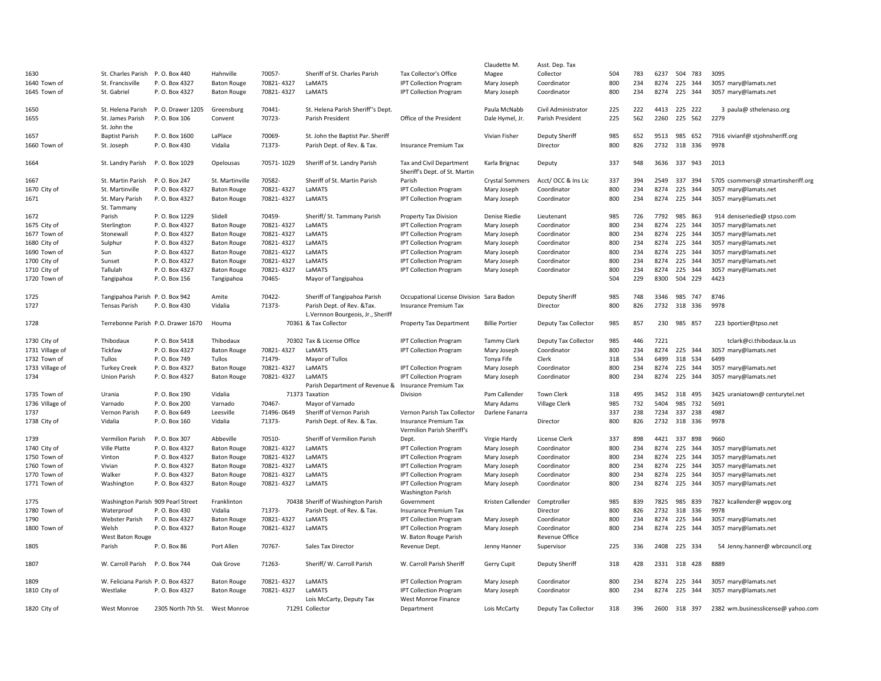| | | | | | | | | | | | | | | | |
|---|---|---|---|---|---|---|---|---|---|---|---|---|---|---|---|
| 1630 | St. Charles Parish | P. O. Box 440 | Hahnville | 70057- | Sheriff of St. Charles Parish | Tax Collector's Office | Claudette M. Magee | Asst. Dep. Tax Collector | 504 | 783 | 6237 | 504 | 783 | 3095 | |
| 1640 Town of | St. Francisville | P. O. Box 4327 | Baton Rouge | 70821- 4327 | LaMATS | IPT Collection Program | Mary Joseph | Coordinator | 800 | 234 | 8274 | 225 | 344 | 3057 | mary@lamats.net |
| 1645 Town of | St. Gabriel | P. O. Box 4327 | Baton Rouge | 70821- 4327 | LaMATS | IPT Collection Program | Mary Joseph | Coordinator | 800 | 234 | 8274 | 225 | 344 | 3057 | mary@lamats.net |
| 1650 | St. Helena Parish | P. O. Drawer 1205 | Greensburg | 70441- | St. Helena Parish Sheriff''s Dept. | | Paula McNabb | Civil Administrator | 225 | 222 | 4413 | 225 | 222 | 3 | paula@ sthelenaso.org |
| 1655 | St. James Parish | P. O. Box 106 | Convent | 70723- | Parish President | Office of the President | Dale Hymel, Jr. | Parish President | 225 | 562 | 2260 | 225 | 562 | 2279 | |
| 1657 | St. John the Baptist Parish | P. O. Box 1600 | LaPlace | 70069- | St. John the Baptist Par. Sheriff | | Vivian Fisher | Deputy Sheriff | 985 | 652 | 9513 | 985 | 652 | 7916 | vivianf@ stjohnsheriff.org |
| 1660 Town of | St. Joseph | P. O. Box 430 | Vidalia | 71373- | Parish Dept. of Rev. & Tax. | Insurance Premium Tax | | Director | 800 | 826 | 2732 | 318 | 336 | 9978 | |
| 1664 | St. Landry Parish | P. O. Box 1029 | Opelousas | 70571- 1029 | Sheriff of St. Landry Parish | Tax and Civil Department | Karla Brignac | Deputy | 337 | 948 | 3636 | 337 | 943 | 2013 | |
| 1667 | St. Martin Parish | P. O. Box 247 | St. Martinville | 70582- | Sheriff of St. Martin Parish | Sheriff's Dept. of St. Martin Parish | Crystal Sommers | Acct/ OCC & Ins Lic | 337 | 394 | 2549 | 337 | 394 | 5705 | csommers@ stmartinsheriff.org |
| 1670 City of | St. Martinville | P. O. Box 4327 | Baton Rouge | 70821- 4327 | LaMATS | IPT Collection Program | Mary Joseph | Coordinator | 800 | 234 | 8274 | 225 | 344 | 3057 | mary@lamats.net |
| 1671 | St. Mary Parish | P. O. Box 4327 | Baton Rouge | 70821- 4327 | LaMATS | IPT Collection Program | Mary Joseph | Coordinator | 800 | 234 | 8274 | 225 | 344 | 3057 | mary@lamats.net |
| 1672 | St. Tammany Parish | P. O. Box 1229 | Slidell | 70459- | Sheriff/ St. Tammany Parish | Property Tax Division | Denise Riedie | Lieutenant | 985 | 726 | 7792 | 985 | 863 | 914 | deniseriedie@ stpso.com |
| 1675 City of | Sterlington | P. O. Box 4327 | Baton Rouge | 70821- 4327 | LaMATS | IPT Collection Program | Mary Joseph | Coordinator | 800 | 234 | 8274 | 225 | 344 | 3057 | mary@lamats.net |
| 1677 Town of | Stonewall | P. O. Box 4327 | Baton Rouge | 70821- 4327 | LaMATS | IPT Collection Program | Mary Joseph | Coordinator | 800 | 234 | 8274 | 225 | 344 | 3057 | mary@lamats.net |
| 1680 City of | Sulphur | P. O. Box 4327 | Baton Rouge | 70821- 4327 | LaMATS | IPT Collection Program | Mary Joseph | Coordinator | 800 | 234 | 8274 | 225 | 344 | 3057 | mary@lamats.net |
| 1690 Town of | Sun | P. O. Box 4327 | Baton Rouge | 70821- 4327 | LaMATS | IPT Collection Program | Mary Joseph | Coordinator | 800 | 234 | 8274 | 225 | 344 | 3057 | mary@lamats.net |
| 1700 City of | Sunset | P. O. Box 4327 | Baton Rouge | 70821- 4327 | LaMATS | IPT Collection Program | Mary Joseph | Coordinator | 800 | 234 | 8274 | 225 | 344 | 3057 | mary@lamats.net |
| 1710 City of | Tallulah | P. O. Box 4327 | Baton Rouge | 70821- 4327 | LaMATS | IPT Collection Program | Mary Joseph | Coordinator | 800 | 234 | 8274 | 225 | 344 | 3057 | mary@lamats.net |
| 1720 Town of | Tangipahoa | P. O. Box 156 | Tangipahoa | 70465- | Mayor of Tangipahoa | | | | 504 | 229 | 8300 | 504 | 229 | 4423 | |
| 1725 | Tangipahoa Parish | P. O. Box 942 | Amite | 70422- | Sheriff of Tangipahoa Parish | Occupational License Division | Sara Badon | Deputy Sheriff | 985 | 748 | 3346 | 985 | 747 | 8746 | |
| 1727 | Tensas Parish | P. O. Box 430 | Vidalia | 71373- | Parish Dept. of Rev. &Tax. | Insurance Premium Tax | | Director | 800 | 826 | 2732 | 318 | 336 | 9978 | |
| 1728 | Terrebonne Parish | P.O. Drawer 1670 | Houma | 70361 | L.Vernnon Bourgeois, Jr., Sheriff & Tax Collector | Property Tax Department | Billie Portier | Deputy Tax Collector | 985 | 857 | 230 | 985 | 857 | 223 | bportier@tpso.net |
| 1730 City of | Thibodaux | P. O. Box 5418 | Thibodaux | 70302 | Tax & License Office | IPT Collection Program | Tammy Clark | Deputy Tax Collector | 985 | 446 | 7221 | | | | tclark@ci.thibodaux.la.us |
| 1731 Village of | Tickfaw | P. O. Box 4327 | Baton Rouge | 70821- 4327 | LaMATS | IPT Collection Program | Mary Joseph | Coordinator | 800 | 234 | 8274 | 225 | 344 | 3057 | mary@lamats.net |
| 1732 Town of | Tullos | P. O. Box 749 | Tullos | 71479- | Mayor of Tullos | | Tonya Fife | Clerk | 318 | 534 | 6499 | 318 | 534 | 6499 | |
| 1733 Village of | Turkey Creek | P. O. Box 4327 | Baton Rouge | 70821- 4327 | LaMATS | IPT Collection Program | Mary Joseph | Coordinator | 800 | 234 | 8274 | 225 | 344 | 3057 | mary@lamats.net |
| 1734 | Union Parish | P. O. Box 4327 | Baton Rouge | 70821- 4327 | LaMATS | IPT Collection Program | Mary Joseph | Coordinator | 800 | 234 | 8274 | 225 | 344 | 3057 | mary@lamats.net |
| 1735 Town of | Urania | P. O. Box 190 | Vidalia | 71373 | Parish Department of Revenue & Taxation | Insurance Premium Tax Division | Pam Callender | Town Clerk | 318 | 495 | 3452 | 318 | 495 | 3425 | uraniatown@ centurytel.net |
| 1736 Village of | Varnado | P. O. Box 200 | Varnado | 70467- | Mayor of Varnado | | Mary Adams | Village Clerk | 985 | 732 | 5404 | 985 | 732 | 5691 | |
| 1737 | Vernon Parish | P. O. Box 649 | Leesville | 71496- 0649 | Sheriff of Vernon Parish | Vernon Parish Tax Collector | Darlene Fanarra | | 337 | 238 | 7234 | 337 | 238 | 4987 | |
| 1738 City of | Vidalia | P. O. Box 160 | Vidalia | 71373- | Parish Dept. of Rev. & Tax. | Insurance Premium Tax | | Director | 800 | 826 | 2732 | 318 | 336 | 9978 | |
| 1739 | Vermilion Parish | P. O. Box 307 | Abbeville | 70510- | Sheriff of Vermilion Parish | Vermilion Parish Sheriff's Dept. | Virgie Hardy | License Clerk | 337 | 898 | 4421 | 337 | 898 | 9660 | |
| 1740 City of | Ville Platte | P. O. Box 4327 | Baton Rouge | 70821- 4327 | LaMATS | IPT Collection Program | Mary Joseph | Coordinator | 800 | 234 | 8274 | 225 | 344 | 3057 | mary@lamats.net |
| 1750 Town of | Vinton | P. O. Box 4327 | Baton Rouge | 70821- 4327 | LaMATS | IPT Collection Program | Mary Joseph | Coordinator | 800 | 234 | 8274 | 225 | 344 | 3057 | mary@lamats.net |
| 1760 Town of | Vivian | P. O. Box 4327 | Baton Rouge | 70821- 4327 | LaMATS | IPT Collection Program | Mary Joseph | Coordinator | 800 | 234 | 8274 | 225 | 344 | 3057 | mary@lamats.net |
| 1770 Town of | Walker | P. O. Box 4327 | Baton Rouge | 70821- 4327 | LaMATS | IPT Collection Program | Mary Joseph | Coordinator | 800 | 234 | 8274 | 225 | 344 | 3057 | mary@lamats.net |
| 1771 Town of | Washington | P. O. Box 4327 | Baton Rouge | 70821- 4327 | LaMATS | IPT Collection Program | Mary Joseph | Coordinator | 800 | 234 | 8274 | 225 | 344 | 3057 | mary@lamats.net |
| 1775 | Washington Parish | 909 Pearl Street | Franklinton | 70438 | Sheriff of Washington Parish | Washington Parish Government | Kristen Callender | Comptroller | 985 | 839 | 7825 | 985 | 839 | 7827 | kcallender@ wpgov.org |
| 1780 Town of | Waterproof | P. O. Box 430 | Vidalia | 71373- | Parish Dept. of Rev. & Tax. | Insurance Premium Tax | | Director | 800 | 826 | 2732 | 318 | 336 | 9978 | |
| 1790 | Webster Parish | P. O. Box 4327 | Baton Rouge | 70821- 4327 | LaMATS | IPT Collection Program | Mary Joseph | Coordinator | 800 | 234 | 8274 | 225 | 344 | 3057 | mary@lamats.net |
| 1800 Town of | Welsh | P. O. Box 4327 | Baton Rouge | 70821- 4327 | LaMATS | IPT Collection Program | Mary Joseph | Coordinator | 800 | 234 | 8274 | 225 | 344 | 3057 | mary@lamats.net |
| 1805 | West Baton Rouge Parish | P. O. Box 86 | Port Allen | 70767- | Sales Tax Director | W. Baton Rouge Parish Revenue Dept. | Jenny Hanner | Revenue Office Supervisor | 225 | 336 | 2408 | 225 | 334 | 54 | Jenny.hanner@ wbrcouncil.org |
| 1807 | W. Carroll Parish | P. O. Box 744 | Oak Grove | 71263- | Sheriff/ W. Carroll Parish | W. Carroll Parish Sheriff | Gerry Cupit | Deputy Sheriff | 318 | 428 | 2331 | 318 | 428 | 8889 | |
| 1809 | W. Feliciana Parish | P. O. Box 4327 | Baton Rouge | 70821- 4327 | LaMATS | IPT Collection Program | Mary Joseph | Coordinator | 800 | 234 | 8274 | 225 | 344 | 3057 | mary@lamats.net |
| 1810 City of | Westlake | P. O. Box 4327 | Baton Rouge | 70821- 4327 | LaMATS | IPT Collection Program | Mary Joseph | Coordinator | 800 | 234 | 8274 | 225 | 344 | 3057 | mary@lamats.net |
| 1820 City of | West Monroe | 2305 North 7th St. | West Monroe | 71291 | Lois McCarty, Deputy Tax Collector | West Monroe Finance Department | Lois McCarty | Deputy Tax Collector | 318 | 396 | 2600 | 318 | 397 | 2382 | wm.businesslicense@ yahoo.com |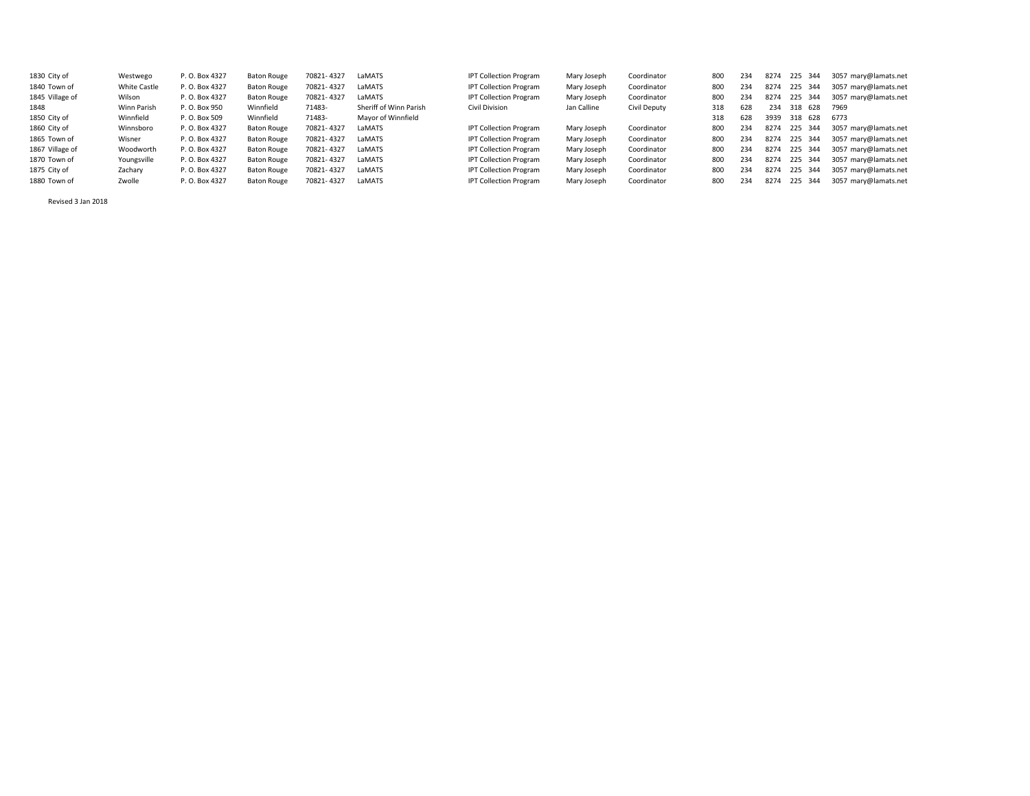| | | | | | | | | | | | | | | | | |
|---|---|---|---|---|---|---|---|---|---|---|---|---|---|---|---|---|
| 1830 | City of | Westwego | P. O. Box 4327 | Baton Rouge | 70821- 4327 | LaMATS | IPT Collection Program | Mary Joseph | Coordinator | 800 | 234 | 8274 | 225 | 344 | 3057 | mary@lamats.net |
| 1840 | Town of | White Castle | P. O. Box 4327 | Baton Rouge | 70821- 4327 | LaMATS | IPT Collection Program | Mary Joseph | Coordinator | 800 | 234 | 8274 | 225 | 344 | 3057 | mary@lamats.net |
| 1845 | Village of | Wilson | P. O. Box 4327 | Baton Rouge | 70821- 4327 | LaMATS | IPT Collection Program | Mary Joseph | Coordinator | 800 | 234 | 8274 | 225 | 344 | 3057 | mary@lamats.net |
| 1848 | | Winn Parish | P. O. Box 950 | Winnfield | 71483- | Sheriff of Winn Parish | Civil Division | Jan Calline | Civil Deputy | 318 | 628 | 234 | 318 | 628 | 7969 | |
| 1850 | City of | Winnfield | P. O. Box 509 | Winnfield | 71483- | Mayor of Winnfield | | | | 318 | 628 | 3939 | 318 | 628 | 6773 | |
| 1860 | City of | Winnsboro | P. O. Box 4327 | Baton Rouge | 70821- 4327 | LaMATS | IPT Collection Program | Mary Joseph | Coordinator | 800 | 234 | 8274 | 225 | 344 | 3057 | mary@lamats.net |
| 1865 | Town of | Wisner | P. O. Box 4327 | Baton Rouge | 70821- 4327 | LaMATS | IPT Collection Program | Mary Joseph | Coordinator | 800 | 234 | 8274 | 225 | 344 | 3057 | mary@lamats.net |
| 1867 | Village of | Woodworth | P. O. Box 4327 | Baton Rouge | 70821- 4327 | LaMATS | IPT Collection Program | Mary Joseph | Coordinator | 800 | 234 | 8274 | 225 | 344 | 3057 | mary@lamats.net |
| 1870 | Town of | Youngsville | P. O. Box 4327 | Baton Rouge | 70821- 4327 | LaMATS | IPT Collection Program | Mary Joseph | Coordinator | 800 | 234 | 8274 | 225 | 344 | 3057 | mary@lamats.net |
| 1875 | City of | Zachary | P. O. Box 4327 | Baton Rouge | 70821- 4327 | LaMATS | IPT Collection Program | Mary Joseph | Coordinator | 800 | 234 | 8274 | 225 | 344 | 3057 | mary@lamats.net |
| 1880 | Town of | Zwolle | P. O. Box 4327 | Baton Rouge | 70821- 4327 | LaMATS | IPT Collection Program | Mary Joseph | Coordinator | 800 | 234 | 8274 | 225 | 344 | 3057 | mary@lamats.net |

Revised 3 Jan 2018